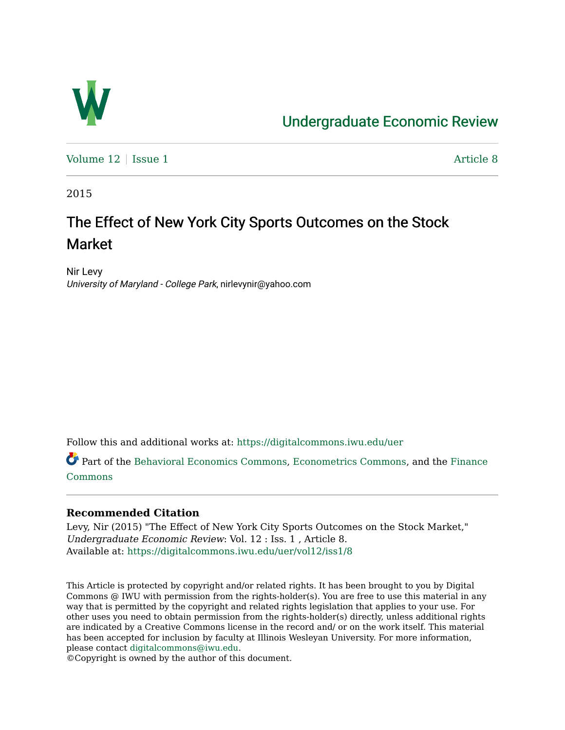Undergraduate Economic Review

Volume 12 | Issue 1 | Article 8

2015

# The Effect of New York City Sports Outcomes on the Stock Market

Nir Levy
*University of Maryland - College Park*, nirlevynir@yahoo.com

Follow this and additional works at: https://digitalcommons.iwu.edu/uer

Part of the Behavioral Economics Commons, Econometrics Commons, and the Finance Commons

## Recommended Citation

Levy, Nir (2015) "The Effect of New York City Sports Outcomes on the Stock Market," *Undergraduate Economic Review*: Vol. 12 : Iss. 1 , Article 8.
Available at: https://digitalcommons.iwu.edu/uer/vol12/iss1/8

This Article is protected by copyright and/or related rights. It has been brought to you by Digital Commons @ IWU with permission from the rights-holder(s). You are free to use this material in any way that is permitted by the copyright and related rights legislation that applies to your use. For other uses you need to obtain permission from the rights-holder(s) directly, unless additional rights are indicated by a Creative Commons license in the record and/ or on the work itself. This material has been accepted for inclusion by faculty at Illinois Wesleyan University. For more information, please contact digitalcommons@iwu.edu.
©Copyright is owned by the author of this document.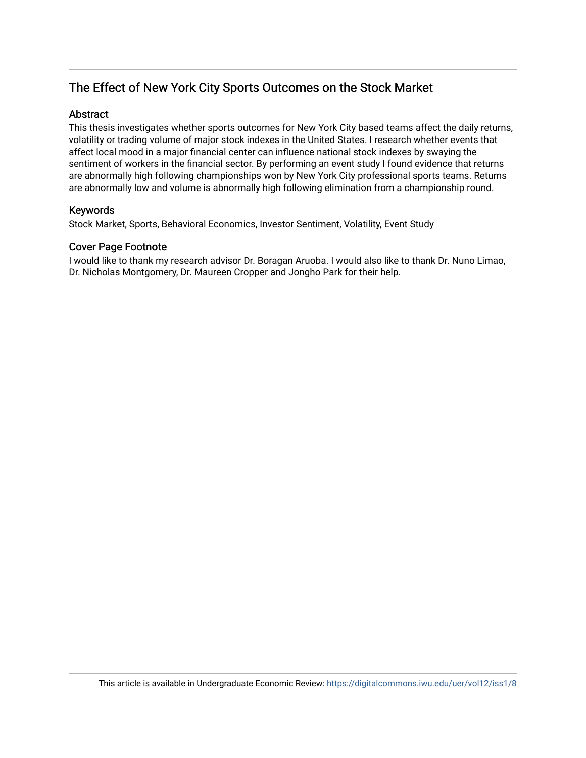## The Effect of New York City Sports Outcomes on the Stock Market

### Abstract

This thesis investigates whether sports outcomes for New York City based teams affect the daily returns, volatility or trading volume of major stock indexes in the United States. I research whether events that affect local mood in a major financial center can influence national stock indexes by swaying the sentiment of workers in the financial sector. By performing an event study I found evidence that returns are abnormally high following championships won by New York City professional sports teams. Returns are abnormally low and volume is abnormally high following elimination from a championship round.

### Keywords

Stock Market, Sports, Behavioral Economics, Investor Sentiment, Volatility, Event Study

### Cover Page Footnote

I would like to thank my research advisor Dr. Boragan Aruoba. I would also like to thank Dr. Nuno Limao, Dr. Nicholas Montgomery, Dr. Maureen Cropper and Jongho Park for their help.

This article is available in Undergraduate Economic Review: https://digitalcommons.iwu.edu/uer/vol12/iss1/8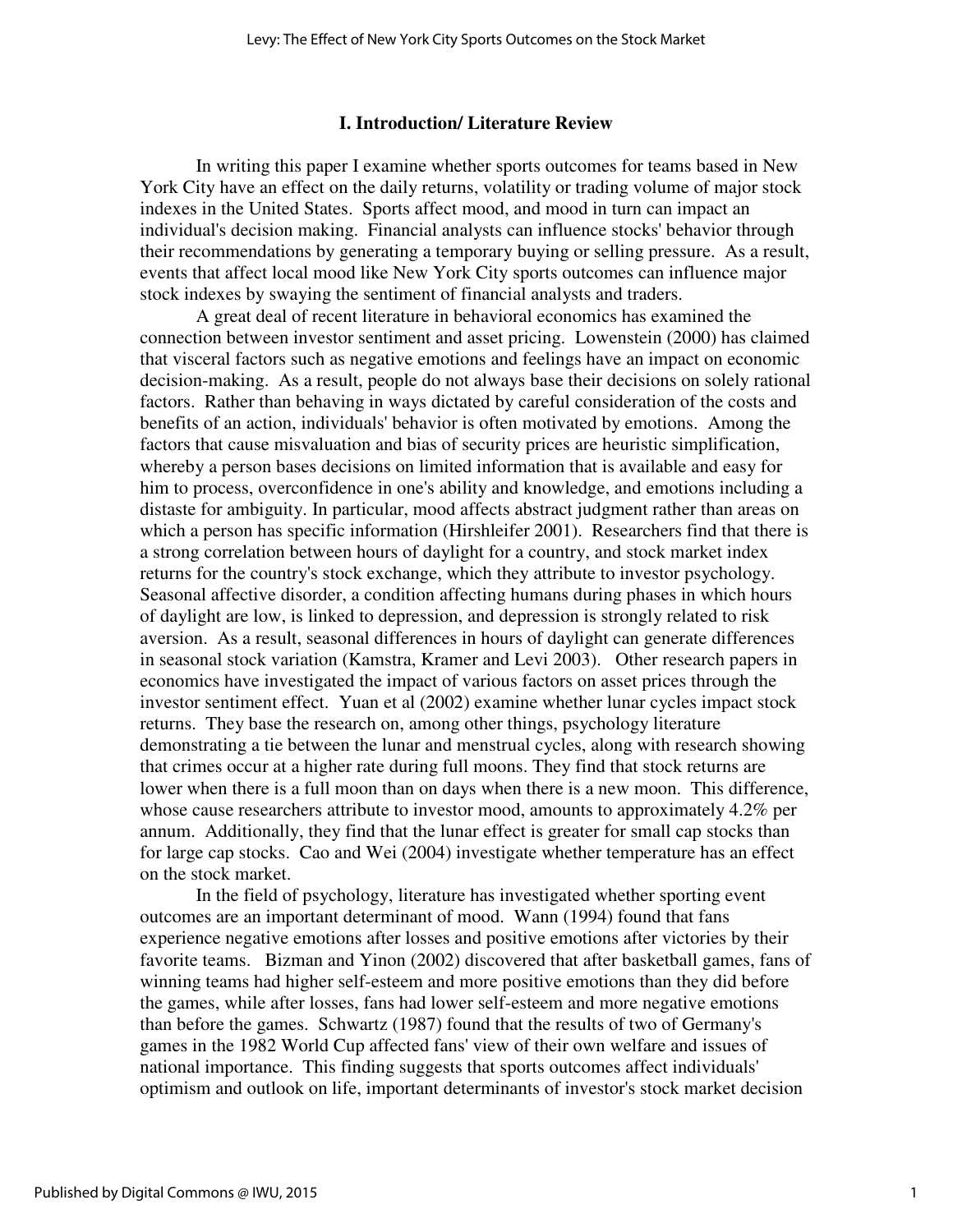## I. Introduction/ Literature Review

In writing this paper I examine whether sports outcomes for teams based in New York City have an effect on the daily returns, volatility or trading volume of major stock indexes in the United States. Sports affect mood, and mood in turn can impact an individual's decision making. Financial analysts can influence stocks' behavior through their recommendations by generating a temporary buying or selling pressure. As a result, events that affect local mood like New York City sports outcomes can influence major stock indexes by swaying the sentiment of financial analysts and traders.

A great deal of recent literature in behavioral economics has examined the connection between investor sentiment and asset pricing. Lowenstein (2000) has claimed that visceral factors such as negative emotions and feelings have an impact on economic decision-making. As a result, people do not always base their decisions on solely rational factors. Rather than behaving in ways dictated by careful consideration of the costs and benefits of an action, individuals' behavior is often motivated by emotions. Among the factors that cause misvaluation and bias of security prices are heuristic simplification, whereby a person bases decisions on limited information that is available and easy for him to process, overconfidence in one's ability and knowledge, and emotions including a distaste for ambiguity. In particular, mood affects abstract judgment rather than areas on which a person has specific information (Hirshleifer 2001). Researchers find that there is a strong correlation between hours of daylight for a country, and stock market index returns for the country's stock exchange, which they attribute to investor psychology. Seasonal affective disorder, a condition affecting humans during phases in which hours of daylight are low, is linked to depression, and depression is strongly related to risk aversion. As a result, seasonal differences in hours of daylight can generate differences in seasonal stock variation (Kamstra, Kramer and Levi 2003). Other research papers in economics have investigated the impact of various factors on asset prices through the investor sentiment effect. Yuan et al (2002) examine whether lunar cycles impact stock returns. They base the research on, among other things, psychology literature demonstrating a tie between the lunar and menstrual cycles, along with research showing that crimes occur at a higher rate during full moons. They find that stock returns are lower when there is a full moon than on days when there is a new moon. This difference, whose cause researchers attribute to investor mood, amounts to approximately 4.2% per annum. Additionally, they find that the lunar effect is greater for small cap stocks than for large cap stocks. Cao and Wei (2004) investigate whether temperature has an effect on the stock market.

In the field of psychology, literature has investigated whether sporting event outcomes are an important determinant of mood. Wann (1994) found that fans experience negative emotions after losses and positive emotions after victories by their favorite teams. Bizman and Yinon (2002) discovered that after basketball games, fans of winning teams had higher self-esteem and more positive emotions than they did before the games, while after losses, fans had lower self-esteem and more negative emotions than before the games. Schwartz (1987) found that the results of two of Germany's games in the 1982 World Cup affected fans' view of their own welfare and issues of national importance. This finding suggests that sports outcomes affect individuals' optimism and outlook on life, important determinants of investor's stock market decision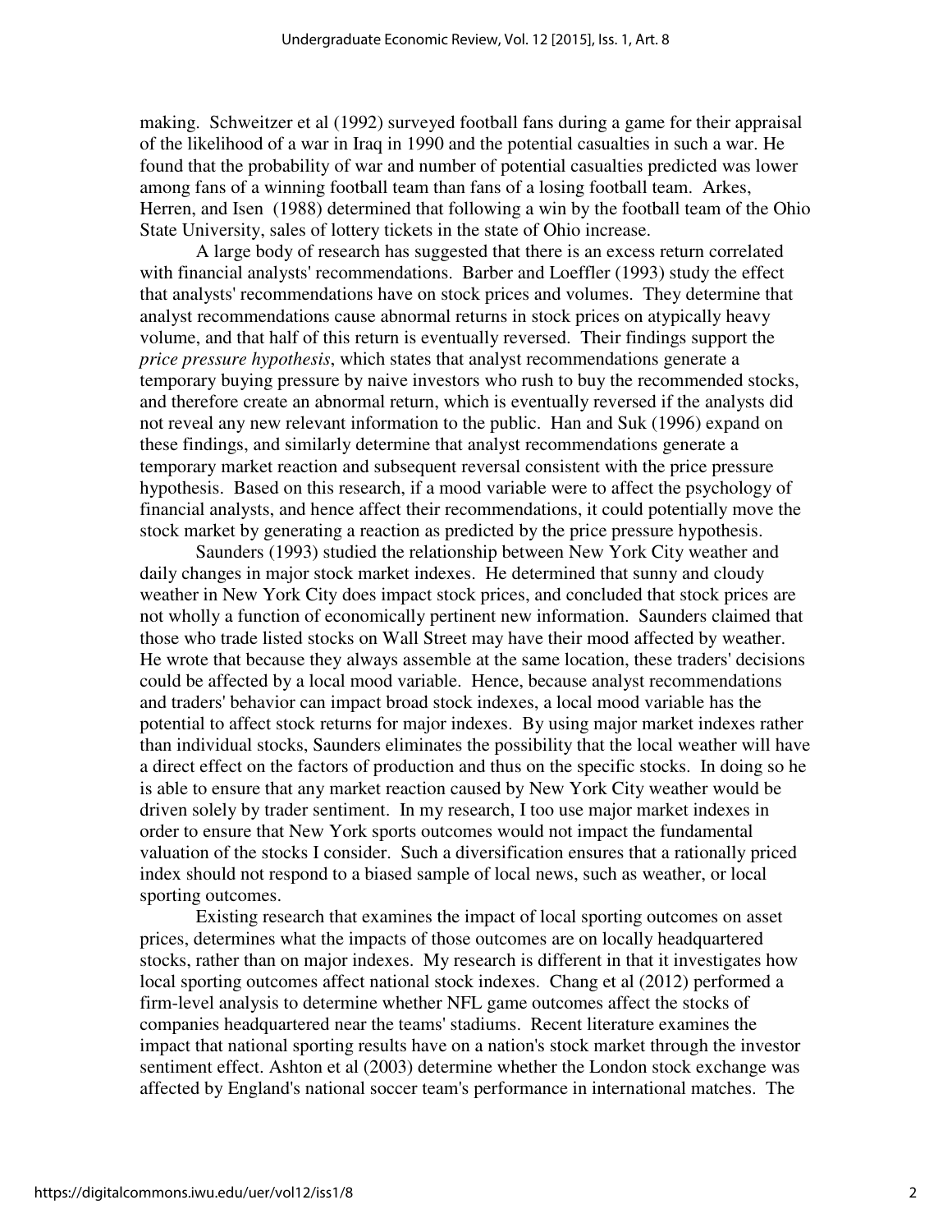making. Schweitzer et al (1992) surveyed football fans during a game for their appraisal of the likelihood of a war in Iraq in 1990 and the potential casualties in such a war. He found that the probability of war and number of potential casualties predicted was lower among fans of a winning football team than fans of a losing football team. Arkes, Herren, and Isen (1988) determined that following a win by the football team of the Ohio State University, sales of lottery tickets in the state of Ohio increase.

A large body of research has suggested that there is an excess return correlated with financial analysts' recommendations. Barber and Loeffler (1993) study the effect that analysts' recommendations have on stock prices and volumes. They determine that analyst recommendations cause abnormal returns in stock prices on atypically heavy volume, and that half of this return is eventually reversed. Their findings support the *price pressure hypothesis*, which states that analyst recommendations generate a temporary buying pressure by naive investors who rush to buy the recommended stocks, and therefore create an abnormal return, which is eventually reversed if the analysts did not reveal any new relevant information to the public. Han and Suk (1996) expand on these findings, and similarly determine that analyst recommendations generate a temporary market reaction and subsequent reversal consistent with the price pressure hypothesis. Based on this research, if a mood variable were to affect the psychology of financial analysts, and hence affect their recommendations, it could potentially move the stock market by generating a reaction as predicted by the price pressure hypothesis.

Saunders (1993) studied the relationship between New York City weather and daily changes in major stock market indexes. He determined that sunny and cloudy weather in New York City does impact stock prices, and concluded that stock prices are not wholly a function of economically pertinent new information. Saunders claimed that those who trade listed stocks on Wall Street may have their mood affected by weather. He wrote that because they always assemble at the same location, these traders' decisions could be affected by a local mood variable. Hence, because analyst recommendations and traders' behavior can impact broad stock indexes, a local mood variable has the potential to affect stock returns for major indexes. By using major market indexes rather than individual stocks, Saunders eliminates the possibility that the local weather will have a direct effect on the factors of production and thus on the specific stocks. In doing so he is able to ensure that any market reaction caused by New York City weather would be driven solely by trader sentiment. In my research, I too use major market indexes in order to ensure that New York sports outcomes would not impact the fundamental valuation of the stocks I consider. Such a diversification ensures that a rationally priced index should not respond to a biased sample of local news, such as weather, or local sporting outcomes.

Existing research that examines the impact of local sporting outcomes on asset prices, determines what the impacts of those outcomes are on locally headquartered stocks, rather than on major indexes. My research is different in that it investigates how local sporting outcomes affect national stock indexes. Chang et al (2012) performed a firm-level analysis to determine whether NFL game outcomes affect the stocks of companies headquartered near the teams' stadiums. Recent literature examines the impact that national sporting results have on a nation's stock market through the investor sentiment effect. Ashton et al (2003) determine whether the London stock exchange was affected by England's national soccer team's performance in international matches. The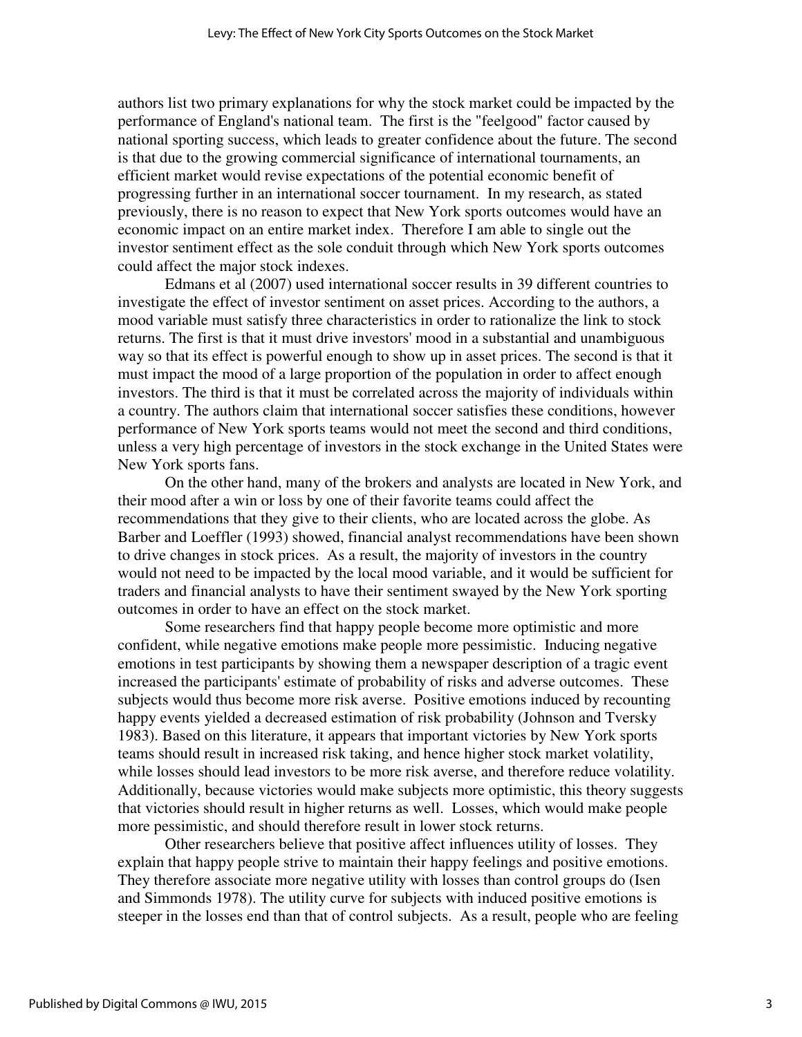authors list two primary explanations for why the stock market could be impacted by the performance of England's national team. The first is the "feelgood" factor caused by national sporting success, which leads to greater confidence about the future. The second is that due to the growing commercial significance of international tournaments, an efficient market would revise expectations of the potential economic benefit of progressing further in an international soccer tournament. In my research, as stated previously, there is no reason to expect that New York sports outcomes would have an economic impact on an entire market index. Therefore I am able to single out the investor sentiment effect as the sole conduit through which New York sports outcomes could affect the major stock indexes.

Edmans et al (2007) used international soccer results in 39 different countries to investigate the effect of investor sentiment on asset prices. According to the authors, a mood variable must satisfy three characteristics in order to rationalize the link to stock returns. The first is that it must drive investors' mood in a substantial and unambiguous way so that its effect is powerful enough to show up in asset prices. The second is that it must impact the mood of a large proportion of the population in order to affect enough investors. The third is that it must be correlated across the majority of individuals within a country. The authors claim that international soccer satisfies these conditions, however performance of New York sports teams would not meet the second and third conditions, unless a very high percentage of investors in the stock exchange in the United States were New York sports fans.

On the other hand, many of the brokers and analysts are located in New York, and their mood after a win or loss by one of their favorite teams could affect the recommendations that they give to their clients, who are located across the globe. As Barber and Loeffler (1993) showed, financial analyst recommendations have been shown to drive changes in stock prices. As a result, the majority of investors in the country would not need to be impacted by the local mood variable, and it would be sufficient for traders and financial analysts to have their sentiment swayed by the New York sporting outcomes in order to have an effect on the stock market.

Some researchers find that happy people become more optimistic and more confident, while negative emotions make people more pessimistic. Inducing negative emotions in test participants by showing them a newspaper description of a tragic event increased the participants' estimate of probability of risks and adverse outcomes. These subjects would thus become more risk averse. Positive emotions induced by recounting happy events yielded a decreased estimation of risk probability (Johnson and Tversky 1983). Based on this literature, it appears that important victories by New York sports teams should result in increased risk taking, and hence higher stock market volatility, while losses should lead investors to be more risk averse, and therefore reduce volatility. Additionally, because victories would make subjects more optimistic, this theory suggests that victories should result in higher returns as well. Losses, which would make people more pessimistic, and should therefore result in lower stock returns.

Other researchers believe that positive affect influences utility of losses. They explain that happy people strive to maintain their happy feelings and positive emotions. They therefore associate more negative utility with losses than control groups do (Isen and Simmonds 1978). The utility curve for subjects with induced positive emotions is steeper in the losses end than that of control subjects. As a result, people who are feeling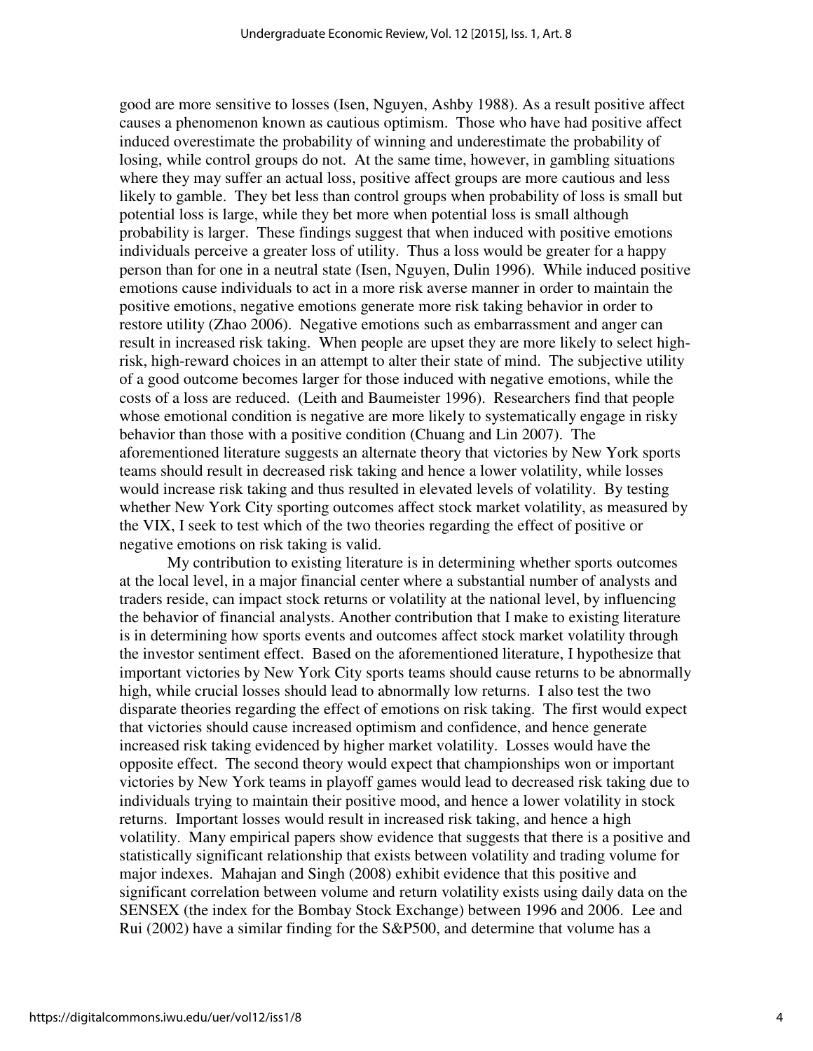good are more sensitive to losses (Isen, Nguyen, Ashby 1988). As a result positive affect causes a phenomenon known as cautious optimism. Those who have had positive affect induced overestimate the probability of winning and underestimate the probability of losing, while control groups do not. At the same time, however, in gambling situations where they may suffer an actual loss, positive affect groups are more cautious and less likely to gamble. They bet less than control groups when probability of loss is small but potential loss is large, while they bet more when potential loss is small although probability is larger. These findings suggest that when induced with positive emotions individuals perceive a greater loss of utility. Thus a loss would be greater for a happy person than for one in a neutral state (Isen, Nguyen, Dulin 1996). While induced positive emotions cause individuals to act in a more risk averse manner in order to maintain the positive emotions, negative emotions generate more risk taking behavior in order to restore utility (Zhao 2006). Negative emotions such as embarrassment and anger can result in increased risk taking. When people are upset they are more likely to select high-risk, high-reward choices in an attempt to alter their state of mind. The subjective utility of a good outcome becomes larger for those induced with negative emotions, while the costs of a loss are reduced. (Leith and Baumeister 1996). Researchers find that people whose emotional condition is negative are more likely to systematically engage in risky behavior than those with a positive condition (Chuang and Lin 2007). The aforementioned literature suggests an alternate theory that victories by New York sports teams should result in decreased risk taking and hence a lower volatility, while losses would increase risk taking and thus resulted in elevated levels of volatility. By testing whether New York City sporting outcomes affect stock market volatility, as measured by the VIX, I seek to test which of the two theories regarding the effect of positive or negative emotions on risk taking is valid.

My contribution to existing literature is in determining whether sports outcomes at the local level, in a major financial center where a substantial number of analysts and traders reside, can impact stock returns or volatility at the national level, by influencing the behavior of financial analysts. Another contribution that I make to existing literature is in determining how sports events and outcomes affect stock market volatility through the investor sentiment effect. Based on the aforementioned literature, I hypothesize that important victories by New York City sports teams should cause returns to be abnormally high, while crucial losses should lead to abnormally low returns. I also test the two disparate theories regarding the effect of emotions on risk taking. The first would expect that victories should cause increased optimism and confidence, and hence generate increased risk taking evidenced by higher market volatility. Losses would have the opposite effect. The second theory would expect that championships won or important victories by New York teams in playoff games would lead to decreased risk taking due to individuals trying to maintain their positive mood, and hence a lower volatility in stock returns. Important losses would result in increased risk taking, and hence a high volatility. Many empirical papers show evidence that suggests that there is a positive and statistically significant relationship that exists between volatility and trading volume for major indexes. Mahajan and Singh (2008) exhibit evidence that this positive and significant correlation between volume and return volatility exists using daily data on the SENSEX (the index for the Bombay Stock Exchange) between 1996 and 2006. Lee and Rui (2002) have a similar finding for the S&P500, and determine that volume has a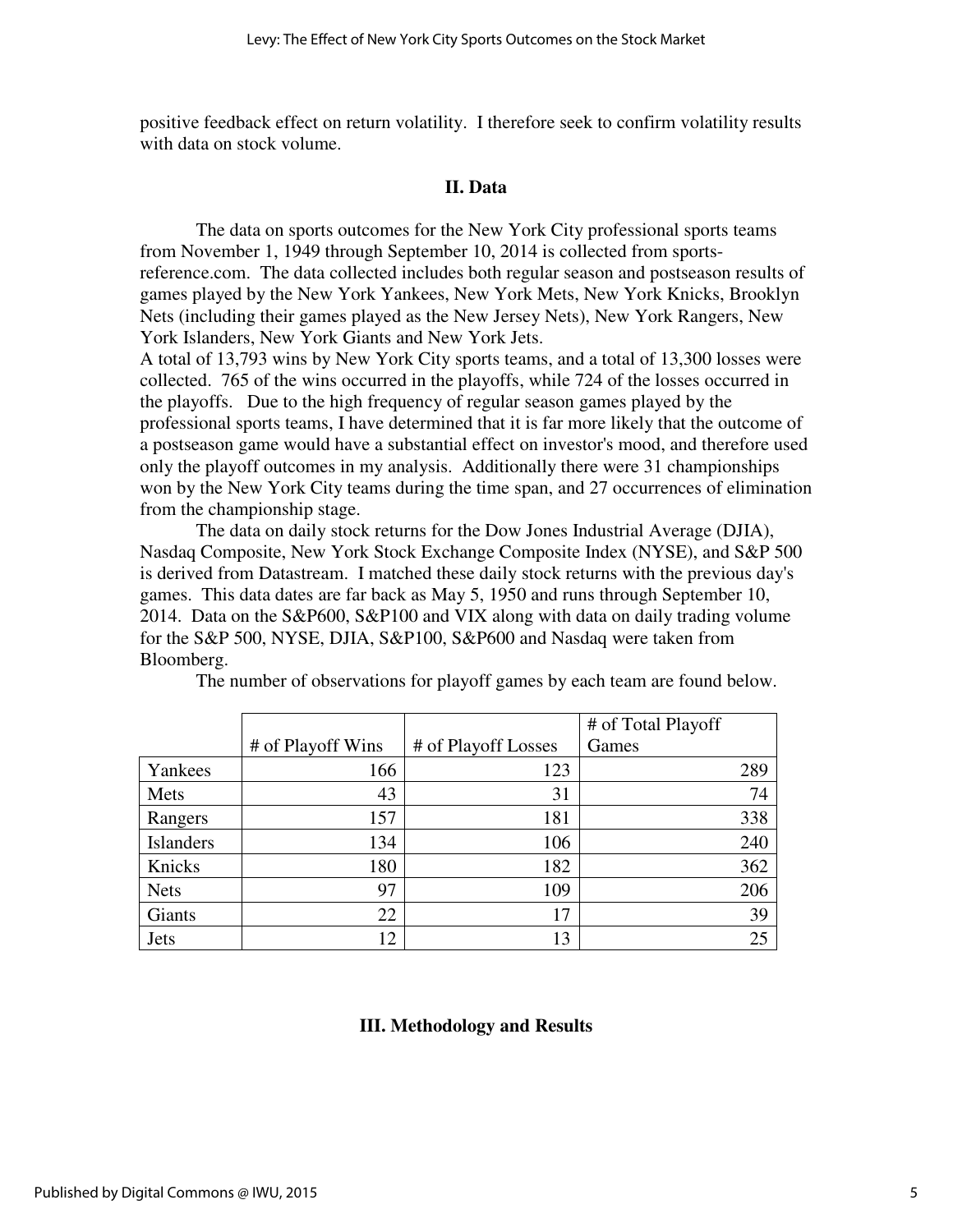positive feedback effect on return volatility. I therefore seek to confirm volatility results with data on stock volume.

## II. Data

The data on sports outcomes for the New York City professional sports teams from November 1, 1949 through September 10, 2014 is collected from sports-reference.com. The data collected includes both regular season and postseason results of games played by the New York Yankees, New York Mets, New York Knicks, Brooklyn Nets (including their games played as the New Jersey Nets), New York Rangers, New York Islanders, New York Giants and New York Jets.

A total of 13,793 wins by New York City sports teams, and a total of 13,300 losses were collected. 765 of the wins occurred in the playoffs, while 724 of the losses occurred in the playoffs. Due to the high frequency of regular season games played by the professional sports teams, I have determined that it is far more likely that the outcome of a postseason game would have a substantial effect on investor's mood, and therefore used only the playoff outcomes in my analysis. Additionally there were 31 championships won by the New York City teams during the time span, and 27 occurrences of elimination from the championship stage.

The data on daily stock returns for the Dow Jones Industrial Average (DJIA), Nasdaq Composite, New York Stock Exchange Composite Index (NYSE), and S&P 500 is derived from Datastream. I matched these daily stock returns with the previous day's games. This data dates are far back as May 5, 1950 and runs through September 10, 2014. Data on the S&P600, S&P100 and VIX along with data on daily trading volume for the S&P 500, NYSE, DJIA, S&P100, S&P600 and Nasdaq were taken from Bloomberg.

The number of observations for playoff games by each team are found below.

| | # of Playoff Wins | # of Playoff Losses | # of Total Playoff Games |
|---|---|---|---|
| Yankees | 166 | 123 | 289 |
| Mets | 43 | 31 | 74 |
| Rangers | 157 | 181 | 338 |
| Islanders | 134 | 106 | 240 |
| Knicks | 180 | 182 | 362 |
| Nets | 97 | 109 | 206 |
| Giants | 22 | 17 | 39 |
| Jets | 12 | 13 | 25 |

## III. Methodology and Results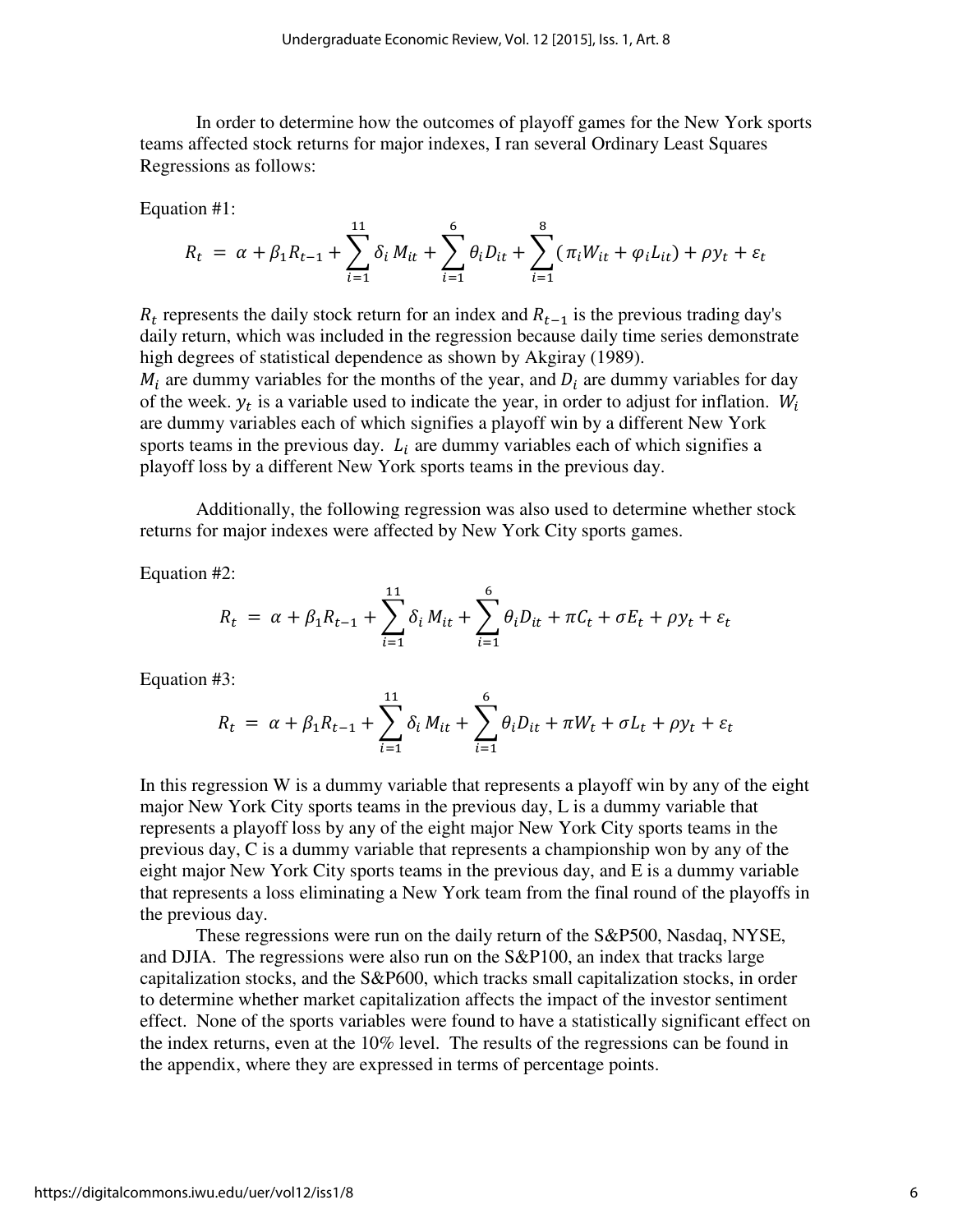In order to determine how the outcomes of playoff games for the New York sports teams affected stock returns for major indexes, I ran several Ordinary Least Squares Regressions as follows:

Equation #1:

$$R_t = \alpha + \beta_1 R_{t-1} + \sum_{i=1}^{11} \delta_i M_{it} + \sum_{i=1}^{6} \theta_i D_{it} + \sum_{i=1}^{8} (\pi_i W_{it} + \varphi_i L_{it}) + \rho y_t + \varepsilon_t$$

$R_t$ represents the daily stock return for an index and $R_{t-1}$ is the previous trading day's daily return, which was included in the regression because daily time series demonstrate high degrees of statistical dependence as shown by Akgiray (1989).
$M_i$ are dummy variables for the months of the year, and $D_i$ are dummy variables for day of the week. $y_t$ is a variable used to indicate the year, in order to adjust for inflation. $W_i$ are dummy variables each of which signifies a playoff win by a different New York sports teams in the previous day. $L_i$ are dummy variables each of which signifies a playoff loss by a different New York sports teams in the previous day.

Additionally, the following regression was also used to determine whether stock returns for major indexes were affected by New York City sports games.

Equation #2:

$$R_t = \alpha + \beta_1 R_{t-1} + \sum_{i=1}^{11} \delta_i M_{it} + \sum_{i=1}^{6} \theta_i D_{it} + \pi C_t + \sigma E_t + \rho y_t + \varepsilon_t$$

Equation #3:

$$R_t = \alpha + \beta_1 R_{t-1} + \sum_{i=1}^{11} \delta_i M_{it} + \sum_{i=1}^{6} \theta_i D_{it} + \pi W_t + \sigma L_t + \rho y_t + \varepsilon_t$$

In this regression W is a dummy variable that represents a playoff win by any of the eight major New York City sports teams in the previous day, L is a dummy variable that represents a playoff loss by any of the eight major New York City sports teams in the previous day, C is a dummy variable that represents a championship won by any of the eight major New York City sports teams in the previous day, and E is a dummy variable that represents a loss eliminating a New York team from the final round of the playoffs in the previous day.

These regressions were run on the daily return of the S&P500, Nasdaq, NYSE, and DJIA. The regressions were also run on the S&P100, an index that tracks large capitalization stocks, and the S&P600, which tracks small capitalization stocks, in order to determine whether market capitalization affects the impact of the investor sentiment effect. None of the sports variables were found to have a statistically significant effect on the index returns, even at the 10% level. The results of the regressions can be found in the appendix, where they are expressed in terms of percentage points.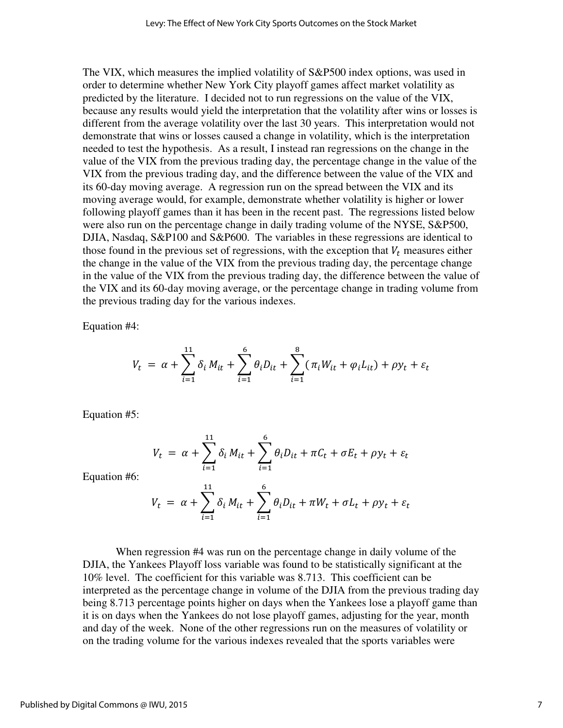The VIX, which measures the implied volatility of S&P500 index options, was used in order to determine whether New York City playoff games affect market volatility as predicted by the literature. I decided not to run regressions on the value of the VIX, because any results would yield the interpretation that the volatility after wins or losses is different from the average volatility over the last 30 years. This interpretation would not demonstrate that wins or losses caused a change in volatility, which is the interpretation needed to test the hypothesis. As a result, I instead ran regressions on the change in the value of the VIX from the previous trading day, the percentage change in the value of the VIX from the previous trading day, and the difference between the value of the VIX and its 60-day moving average. A regression run on the spread between the VIX and its moving average would, for example, demonstrate whether volatility is higher or lower following playoff games than it has been in the recent past. The regressions listed below were also run on the percentage change in daily trading volume of the NYSE, S&P500, DJIA, Nasdaq, S&P100 and S&P600. The variables in these regressions are identical to those found in the previous set of regressions, with the exception that $V_t$ measures either the change in the value of the VIX from the previous trading day, the percentage change in the value of the VIX from the previous trading day, the difference between the value of the VIX and its 60-day moving average, or the percentage change in trading volume from the previous trading day for the various indexes.

Equation #4:

$$V_t = \alpha + \sum_{i=1}^{11} \delta_i M_{it} + \sum_{i=1}^{6} \theta_i D_{it} + \sum_{i=1}^{8} (\pi_i W_{it} + \varphi_i L_{it}) + \rho y_t + \varepsilon_t$$

Equation #5:

$$V_t = \alpha + \sum_{i=1}^{11} \delta_i M_{it} + \sum_{i=1}^{6} \theta_i D_{it} + \pi C_t + \sigma E_t + \rho y_t + \varepsilon_t$$

Equation #6:

$$V_t = \alpha + \sum_{i=1}^{11} \delta_i M_{it} + \sum_{i=1}^{6} \theta_i D_{it} + \pi W_t + \sigma L_t + \rho y_t + \varepsilon_t$$

When regression #4 was run on the percentage change in daily volume of the DJIA, the Yankees Playoff loss variable was found to be statistically significant at the 10% level. The coefficient for this variable was 8.713. This coefficient can be interpreted as the percentage change in volume of the DJIA from the previous trading day being 8.713 percentage points higher on days when the Yankees lose a playoff game than it is on days when the Yankees do not lose playoff games, adjusting for the year, month and day of the week. None of the other regressions run on the measures of volatility or on the trading volume for the various indexes revealed that the sports variables were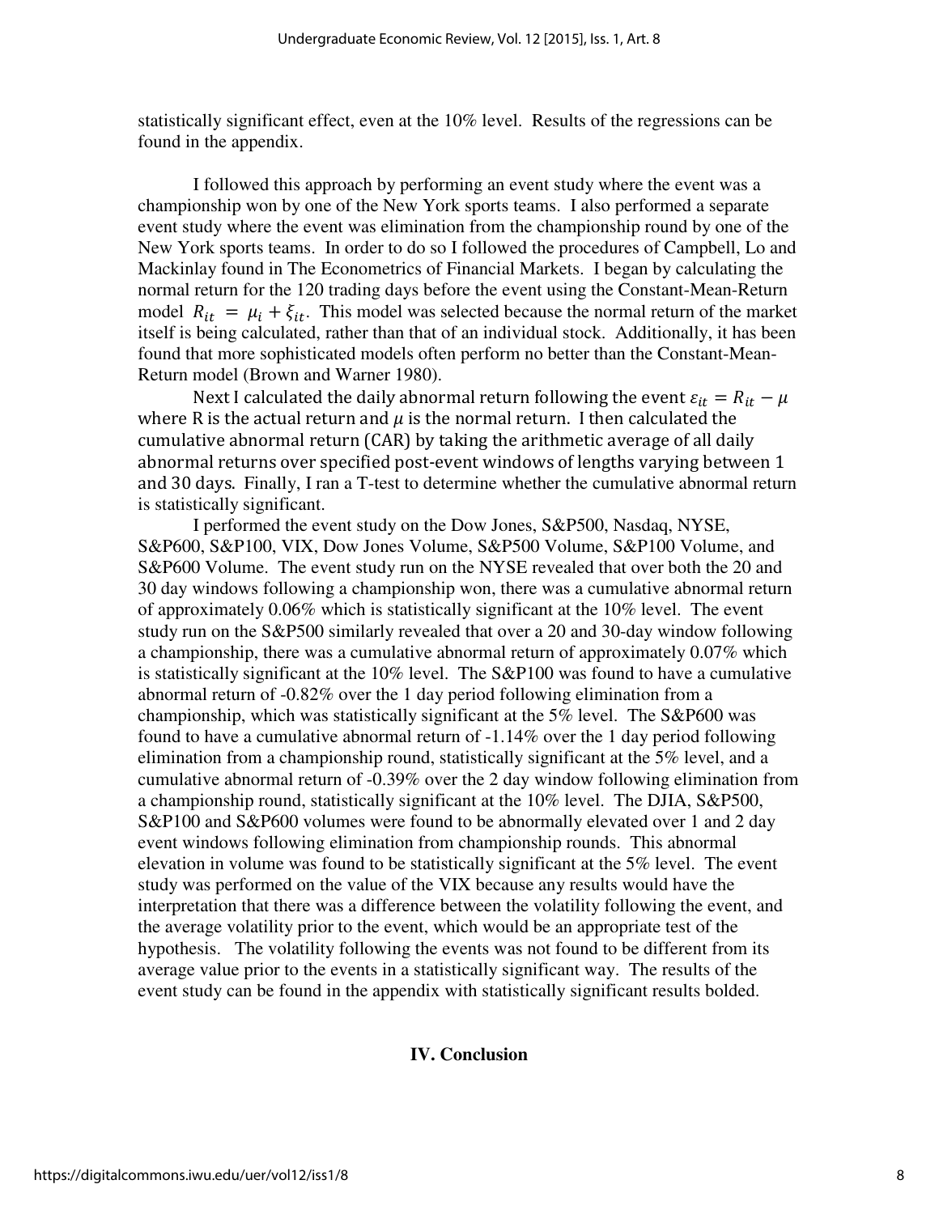statistically significant effect, even at the 10% level. Results of the regressions can be found in the appendix.

I followed this approach by performing an event study where the event was a championship won by one of the New York sports teams. I also performed a separate event study where the event was elimination from the championship round by one of the New York sports teams. In order to do so I followed the procedures of Campbell, Lo and Mackinlay found in The Econometrics of Financial Markets. I began by calculating the normal return for the 120 trading days before the event using the Constant-Mean-Return model $R_{it} = \mu_i + \xi_{it}$. This model was selected because the normal return of the market itself is being calculated, rather than that of an individual stock. Additionally, it has been found that more sophisticated models often perform no better than the Constant-Mean-Return model (Brown and Warner 1980).

Next I calculated the daily abnormal return following the event $\varepsilon_{it} = R_{it} - \mu$ where R is the actual return and $\mu$ is the normal return. I then calculated the cumulative abnormal return (CAR) by taking the arithmetic average of all daily abnormal returns over specified post-event windows of lengths varying between 1 and 30 days. Finally, I ran a T-test to determine whether the cumulative abnormal return is statistically significant.

I performed the event study on the Dow Jones, S&P500, Nasdaq, NYSE, S&P600, S&P100, VIX, Dow Jones Volume, S&P500 Volume, S&P100 Volume, and S&P600 Volume. The event study run on the NYSE revealed that over both the 20 and 30 day windows following a championship won, there was a cumulative abnormal return of approximately 0.06% which is statistically significant at the 10% level. The event study run on the S&P500 similarly revealed that over a 20 and 30-day window following a championship, there was a cumulative abnormal return of approximately 0.07% which is statistically significant at the 10% level. The S&P100 was found to have a cumulative abnormal return of -0.82% over the 1 day period following elimination from a championship, which was statistically significant at the 5% level. The S&P600 was found to have a cumulative abnormal return of -1.14% over the 1 day period following elimination from a championship round, statistically significant at the 5% level, and a cumulative abnormal return of -0.39% over the 2 day window following elimination from a championship round, statistically significant at the 10% level. The DJIA, S&P500, S&P100 and S&P600 volumes were found to be abnormally elevated over 1 and 2 day event windows following elimination from championship rounds. This abnormal elevation in volume was found to be statistically significant at the 5% level. The event study was performed on the value of the VIX because any results would have the interpretation that there was a difference between the volatility following the event, and the average volatility prior to the event, which would be an appropriate test of the hypothesis. The volatility following the events was not found to be different from its average value prior to the events in a statistically significant way. The results of the event study can be found in the appendix with statistically significant results bolded.

## IV. Conclusion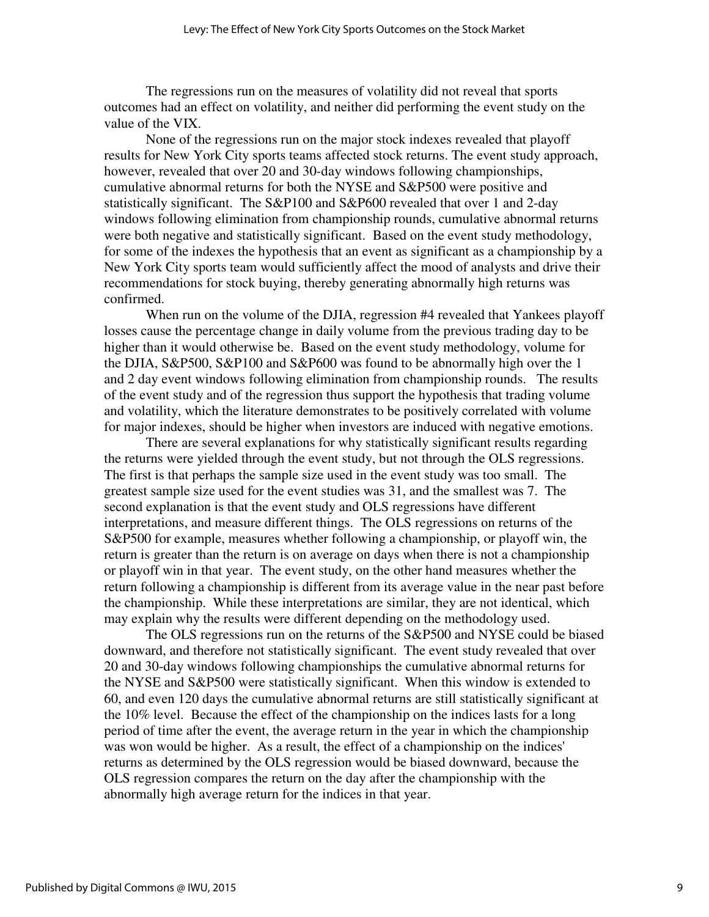The regressions run on the measures of volatility did not reveal that sports outcomes had an effect on volatility, and neither did performing the event study on the value of the VIX.

None of the regressions run on the major stock indexes revealed that playoff results for New York City sports teams affected stock returns. The event study approach, however, revealed that over 20 and 30-day windows following championships, cumulative abnormal returns for both the NYSE and S&P500 were positive and statistically significant. The S&P100 and S&P600 revealed that over 1 and 2-day windows following elimination from championship rounds, cumulative abnormal returns were both negative and statistically significant. Based on the event study methodology, for some of the indexes the hypothesis that an event as significant as a championship by a New York City sports team would sufficiently affect the mood of analysts and drive their recommendations for stock buying, thereby generating abnormally high returns was confirmed.

When run on the volume of the DJIA, regression #4 revealed that Yankees playoff losses cause the percentage change in daily volume from the previous trading day to be higher than it would otherwise be. Based on the event study methodology, volume for the DJIA, S&P500, S&P100 and S&P600 was found to be abnormally high over the 1 and 2 day event windows following elimination from championship rounds. The results of the event study and of the regression thus support the hypothesis that trading volume and volatility, which the literature demonstrates to be positively correlated with volume for major indexes, should be higher when investors are induced with negative emotions.

There are several explanations for why statistically significant results regarding the returns were yielded through the event study, but not through the OLS regressions. The first is that perhaps the sample size used in the event study was too small. The greatest sample size used for the event studies was 31, and the smallest was 7. The second explanation is that the event study and OLS regressions have different interpretations, and measure different things. The OLS regressions on returns of the S&P500 for example, measures whether following a championship, or playoff win, the return is greater than the return is on average on days when there is not a championship or playoff win in that year. The event study, on the other hand measures whether the return following a championship is different from its average value in the near past before the championship. While these interpretations are similar, they are not identical, which may explain why the results were different depending on the methodology used.

The OLS regressions run on the returns of the S&P500 and NYSE could be biased downward, and therefore not statistically significant. The event study revealed that over 20 and 30-day windows following championships the cumulative abnormal returns for the NYSE and S&P500 were statistically significant. When this window is extended to 60, and even 120 days the cumulative abnormal returns are still statistically significant at the 10% level. Because the effect of the championship on the indices lasts for a long period of time after the event, the average return in the year in which the championship was won would be higher. As a result, the effect of a championship on the indices' returns as determined by the OLS regression would be biased downward, because the OLS regression compares the return on the day after the championship with the abnormally high average return for the indices in that year.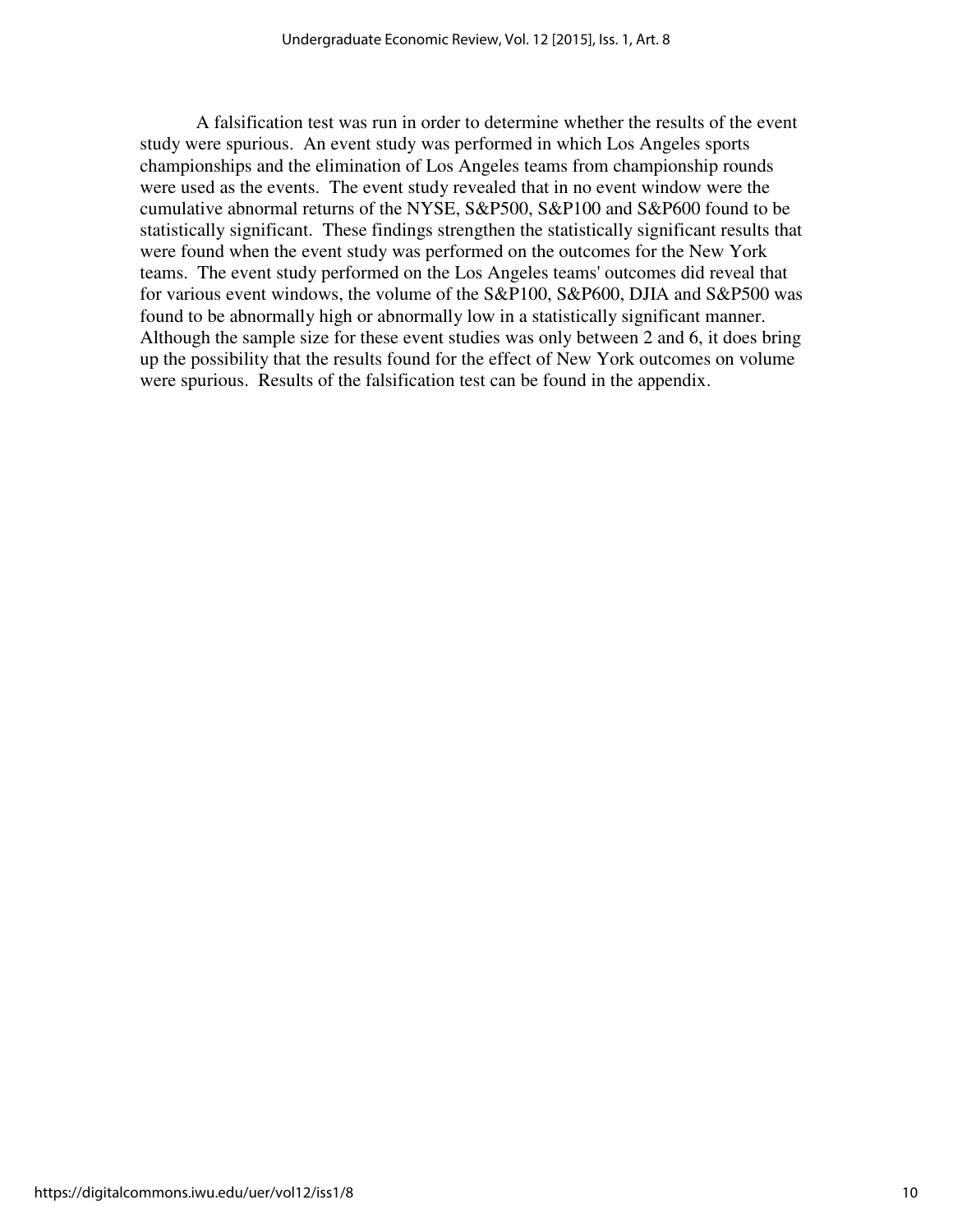A falsification test was run in order to determine whether the results of the event study were spurious. An event study was performed in which Los Angeles sports championships and the elimination of Los Angeles teams from championship rounds were used as the events. The event study revealed that in no event window were the cumulative abnormal returns of the NYSE, S&P500, S&P100 and S&P600 found to be statistically significant. These findings strengthen the statistically significant results that were found when the event study was performed on the outcomes for the New York teams. The event study performed on the Los Angeles teams' outcomes did reveal that for various event windows, the volume of the S&P100, S&P600, DJIA and S&P500 was found to be abnormally high or abnormally low in a statistically significant manner. Although the sample size for these event studies was only between 2 and 6, it does bring up the possibility that the results found for the effect of New York outcomes on volume were spurious. Results of the falsification test can be found in the appendix.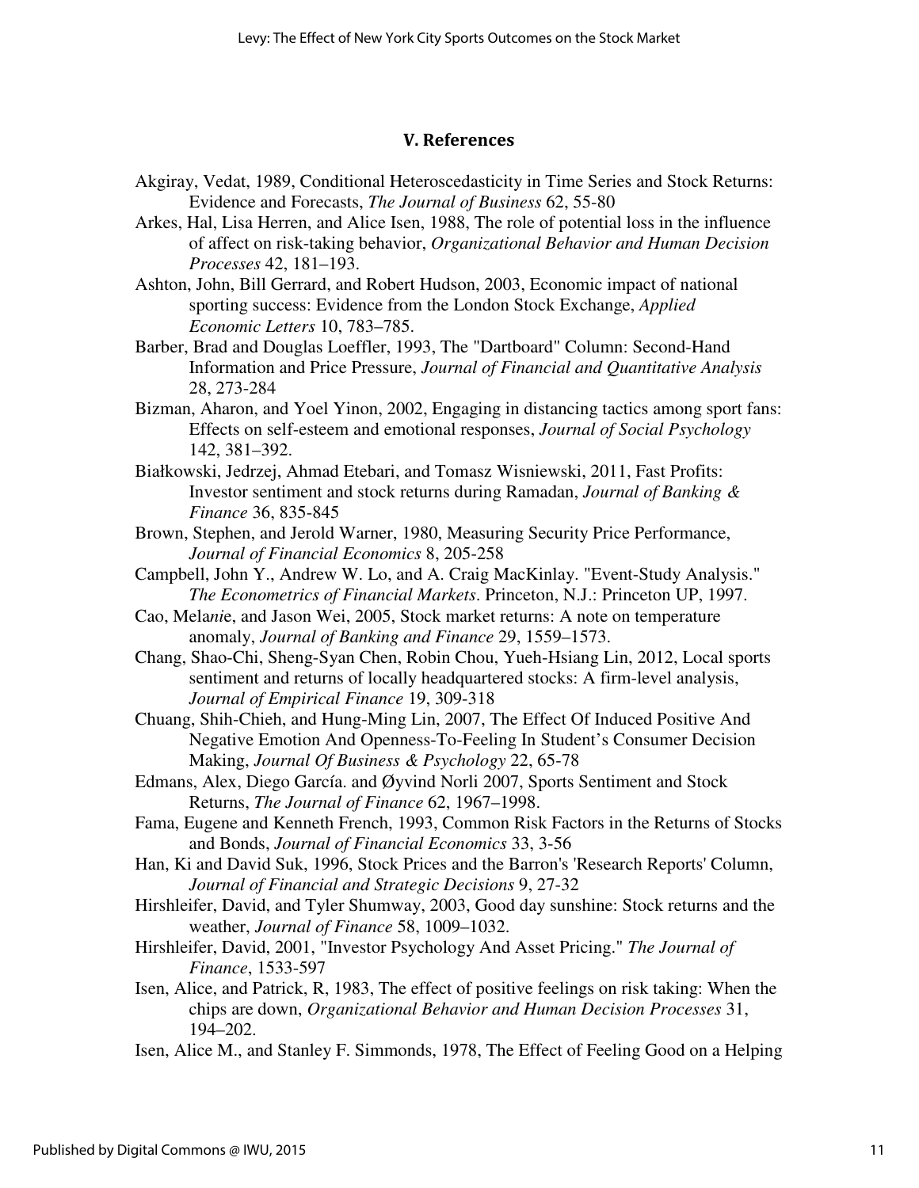## V. References

Akgiray, Vedat, 1989, Conditional Heteroscedasticity in Time Series and Stock Returns: Evidence and Forecasts, *The Journal of Business* 62, 55-80

Arkes, Hal, Lisa Herren, and Alice Isen, 1988, The role of potential loss in the influence of affect on risk-taking behavior, *Organizational Behavior and Human Decision Processes* 42, 181–193.

Ashton, John, Bill Gerrard, and Robert Hudson, 2003, Economic impact of national sporting success: Evidence from the London Stock Exchange, *Applied Economic Letters* 10, 783–785.

Barber, Brad and Douglas Loeffler, 1993, The "Dartboard" Column: Second-Hand Information and Price Pressure, *Journal of Financial and Quantitative Analysis* 28, 273-284

Bizman, Aharon, and Yoel Yinon, 2002, Engaging in distancing tactics among sport fans: Effects on self-esteem and emotional responses, *Journal of Social Psychology* 142, 381–392.

Białkowski, Jedrzej, Ahmad Etebari, and Tomasz Wisniewski, 2011, Fast Profits: Investor sentiment and stock returns during Ramadan, *Journal of Banking & Finance* 36, 835-845

Brown, Stephen, and Jerold Warner, 1980, Measuring Security Price Performance, *Journal of Financial Economics* 8, 205-258

Campbell, John Y., Andrew W. Lo, and A. Craig MacKinlay. "Event-Study Analysis." *The Econometrics of Financial Markets*. Princeton, N.J.: Princeton UP, 1997.

Cao, Melanie, and Jason Wei, 2005, Stock market returns: A note on temperature anomaly, *Journal of Banking and Finance* 29, 1559–1573.

Chang, Shao-Chi, Sheng-Syan Chen, Robin Chou, Yueh-Hsiang Lin, 2012, Local sports sentiment and returns of locally headquartered stocks: A firm-level analysis, *Journal of Empirical Finance* 19, 309-318

Chuang, Shih-Chieh, and Hung-Ming Lin, 2007, The Effect Of Induced Positive And Negative Emotion And Openness-To-Feeling In Student's Consumer Decision Making, *Journal Of Business & Psychology* 22, 65-78

Edmans, Alex, Diego García. and Øyvind Norli 2007, Sports Sentiment and Stock Returns, *The Journal of Finance* 62, 1967–1998.

Fama, Eugene and Kenneth French, 1993, Common Risk Factors in the Returns of Stocks and Bonds, *Journal of Financial Economics* 33, 3-56

Han, Ki and David Suk, 1996, Stock Prices and the Barron's 'Research Reports' Column, *Journal of Financial and Strategic Decisions* 9, 27-32

Hirshleifer, David, and Tyler Shumway, 2003, Good day sunshine: Stock returns and the weather, *Journal of Finance* 58, 1009–1032.

Hirshleifer, David, 2001, "Investor Psychology And Asset Pricing." *The Journal of Finance*, 1533-597

Isen, Alice, and Patrick, R, 1983, The effect of positive feelings on risk taking: When the chips are down, *Organizational Behavior and Human Decision Processes* 31, 194–202.

Isen, Alice M., and Stanley F. Simmonds, 1978, The Effect of Feeling Good on a Helping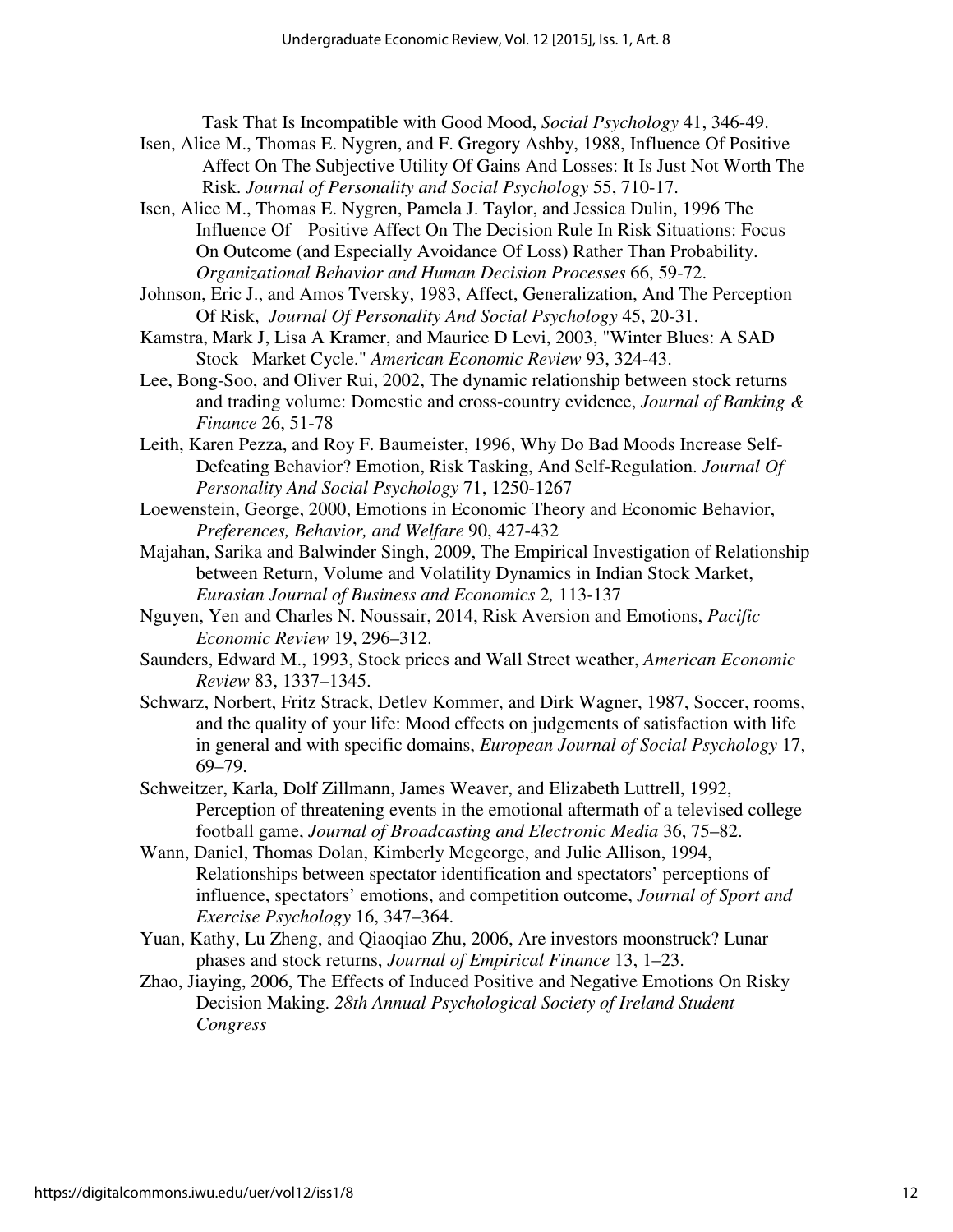Task That Is Incompatible with Good Mood, *Social Psychology* 41, 346-49.

Isen, Alice M., Thomas E. Nygren, and F. Gregory Ashby, 1988, Influence Of Positive Affect On The Subjective Utility Of Gains And Losses: It Is Just Not Worth The Risk. *Journal of Personality and Social Psychology* 55, 710-17.

Isen, Alice M., Thomas E. Nygren, Pamela J. Taylor, and Jessica Dulin, 1996 The Influence Of Positive Affect On The Decision Rule In Risk Situations: Focus On Outcome (and Especially Avoidance Of Loss) Rather Than Probability. *Organizational Behavior and Human Decision Processes* 66, 59-72.

Johnson, Eric J., and Amos Tversky, 1983, Affect, Generalization, And The Perception Of Risk, *Journal Of Personality And Social Psychology* 45, 20-31.

Kamstra, Mark J, Lisa A Kramer, and Maurice D Levi, 2003, "Winter Blues: A SAD Stock Market Cycle." *American Economic Review* 93, 324-43.

Lee, Bong-Soo, and Oliver Rui, 2002, The dynamic relationship between stock returns and trading volume: Domestic and cross-country evidence, *Journal of Banking & Finance* 26, 51-78

Leith, Karen Pezza, and Roy F. Baumeister, 1996, Why Do Bad Moods Increase Self-Defeating Behavior? Emotion, Risk Tasking, And Self-Regulation. *Journal Of Personality And Social Psychology* 71, 1250-1267

Loewenstein, George, 2000, Emotions in Economic Theory and Economic Behavior, *Preferences, Behavior, and Welfare* 90, 427-432

Majahan, Sarika and Balwinder Singh, 2009, The Empirical Investigation of Relationship between Return, Volume and Volatility Dynamics in Indian Stock Market, *Eurasian Journal of Business and Economics* 2*,* 113-137

Nguyen, Yen and Charles N. Noussair, 2014, Risk Aversion and Emotions, *Pacific Economic Review* 19, 296–312.

Saunders, Edward M., 1993, Stock prices and Wall Street weather, *American Economic Review* 83, 1337–1345.

Schwarz, Norbert, Fritz Strack, Detlev Kommer, and Dirk Wagner, 1987, Soccer, rooms, and the quality of your life: Mood effects on judgements of satisfaction with life in general and with specific domains, *European Journal of Social Psychology* 17, 69–79.

Schweitzer, Karla, Dolf Zillmann, James Weaver, and Elizabeth Luttrell, 1992, Perception of threatening events in the emotional aftermath of a televised college football game, *Journal of Broadcasting and Electronic Media* 36, 75–82.

Wann, Daniel, Thomas Dolan, Kimberly Mcgeorge, and Julie Allison, 1994, Relationships between spectator identification and spectators' perceptions of influence, spectators' emotions, and competition outcome, *Journal of Sport and Exercise Psychology* 16, 347–364.

Yuan, Kathy, Lu Zheng, and Qiaoqiao Zhu, 2006, Are investors moonstruck? Lunar phases and stock returns, *Journal of Empirical Finance* 13, 1–23.

Zhao, Jiaying, 2006, The Effects of Induced Positive and Negative Emotions On Risky Decision Making. *28th Annual Psychological Society of Ireland Student Congress*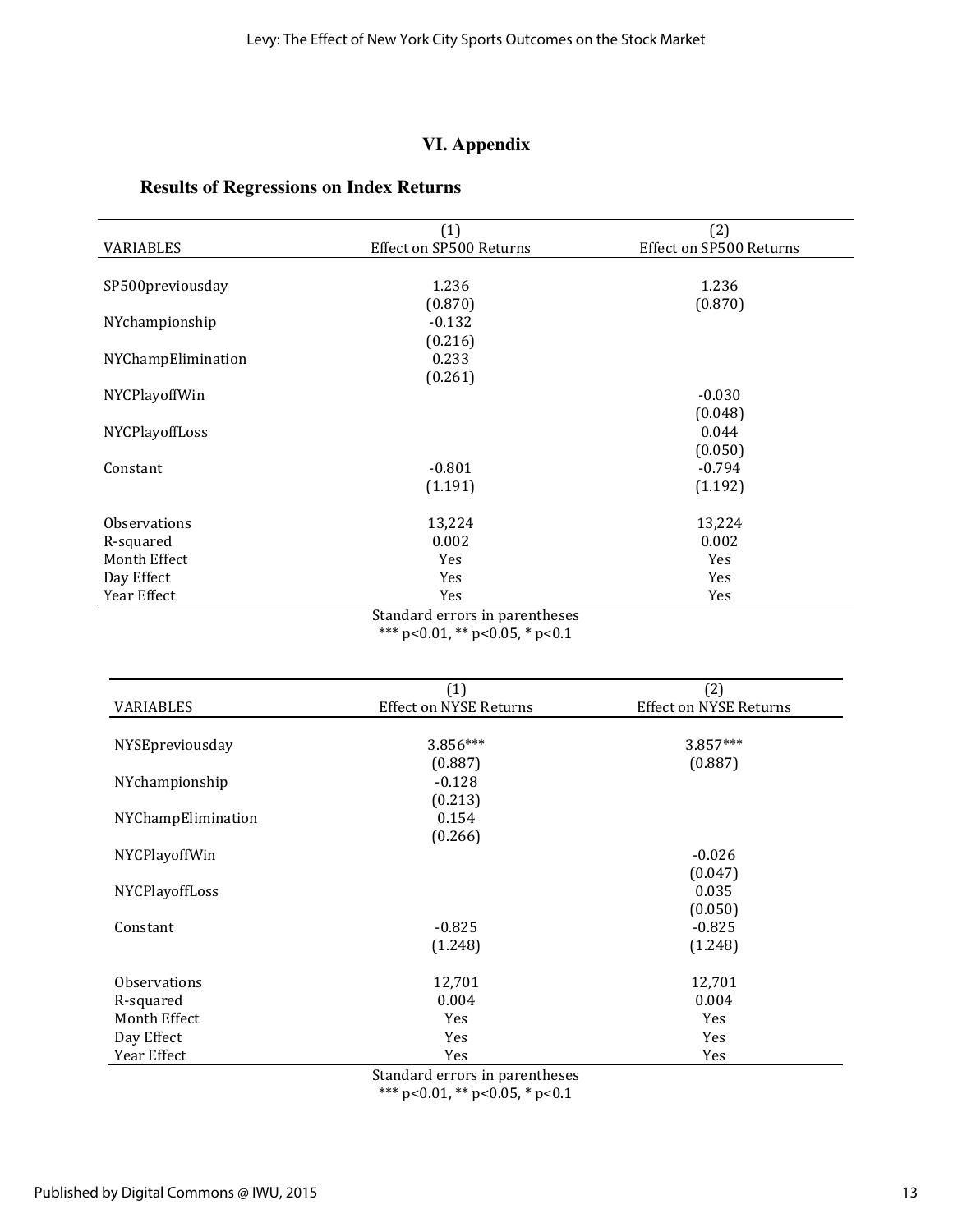## VI. Appendix

### Results of Regressions on Index Returns

| VARIABLES | (1) Effect on SP500 Returns | (2) Effect on SP500 Returns |
|---|---|---|
| SP500previousday | 1.236 | 1.236 |
| | (0.870) | (0.870) |
| NYchampionship | -0.132 | |
| | (0.216) | |
| NYChampElimination | 0.233 | |
| | (0.261) | |
| NYCPlayoffWin | | -0.030 |
| | | (0.048) |
| NYCPlayoffLoss | | 0.044 |
| | | (0.050) |
| Constant | -0.801 | -0.794 |
| | (1.191) | (1.192) |
| Observations | 13,224 | 13,224 |
| R-squared | 0.002 | 0.002 |
| Month Effect | Yes | Yes |
| Day Effect | Yes | Yes |
| Year Effect | Yes | Yes |

Standard errors in parentheses
*** p<0.01, ** p<0.05, * p<0.1

| VARIABLES | (1) Effect on NYSE Returns | (2) Effect on NYSE Returns |
|---|---|---|
| NYSEpreviousday | 3.856*** | 3.857*** |
| | (0.887) | (0.887) |
| NYchampionship | -0.128 | |
| | (0.213) | |
| NYChampElimination | 0.154 | |
| | (0.266) | |
| NYCPlayoffWin | | -0.026 |
| | | (0.047) |
| NYCPlayoffLoss | | 0.035 |
| | | (0.050) |
| Constant | -0.825 | -0.825 |
| | (1.248) | (1.248) |
| Observations | 12,701 | 12,701 |
| R-squared | 0.004 | 0.004 |
| Month Effect | Yes | Yes |
| Day Effect | Yes | Yes |
| Year Effect | Yes | Yes |

Standard errors in parentheses
*** p<0.01, ** p<0.05, * p<0.1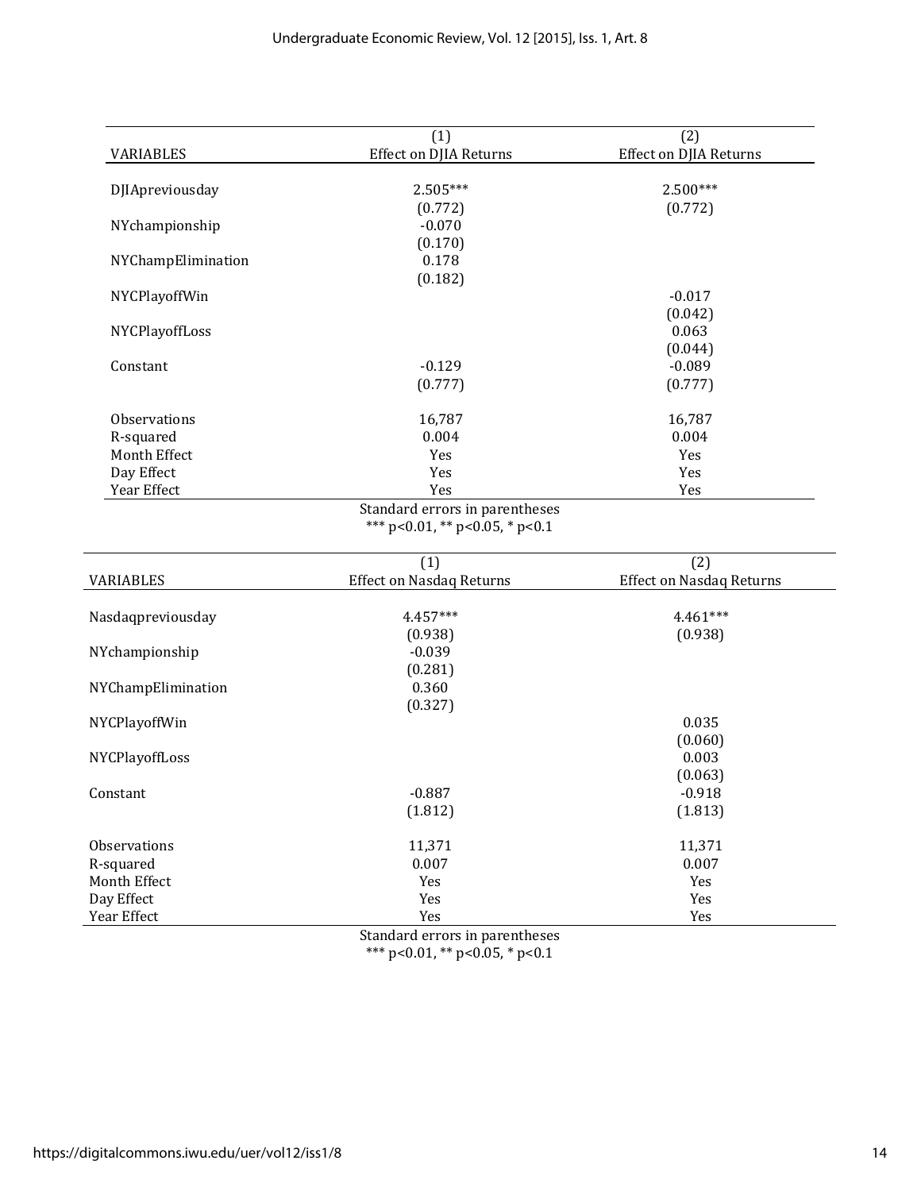| VARIABLES | (1)<br>Effect on DJIA Returns | (2)<br>Effect on DJIA Returns |
|---|---|---|
| DJIApreviousday | 2.505*** | 2.500*** |
| | (0.772) | (0.772) |
| NYchampionship | -0.070 | |
| | (0.170) | |
| NYChampElimination | 0.178 | |
| | (0.182) | |
| NYCPlayoffWin | | -0.017 |
| | | (0.042) |
| NYCPlayoffLoss | | 0.063 |
| | | (0.044) |
| Constant | -0.129 | -0.089 |
| | (0.777) | (0.777) |
| Observations | 16,787 | 16,787 |
| R-squared | 0.004 | 0.004 |
| Month Effect | Yes | Yes |
| Day Effect | Yes | Yes |
| Year Effect | Yes | Yes |

Standard errors in parentheses
*** p<0.01, ** p<0.05, * p<0.1

| VARIABLES | (1)<br>Effect on Nasdaq Returns | (2)<br>Effect on Nasdaq Returns |
|---|---|---|
| Nasdaqpreviousday | 4.457*** | 4.461*** |
| | (0.938) | (0.938) |
| NYchampionship | -0.039 | |
| | (0.281) | |
| NYChampElimination | 0.360 | |
| | (0.327) | |
| NYCPlayoffWin | | 0.035 |
| | | (0.060) |
| NYCPlayoffLoss | | 0.003 |
| | | (0.063) |
| Constant | -0.887 | -0.918 |
| | (1.812) | (1.813) |
| Observations | 11,371 | 11,371 |
| R-squared | 0.007 | 0.007 |
| Month Effect | Yes | Yes |
| Day Effect | Yes | Yes |
| Year Effect | Yes | Yes |

Standard errors in parentheses
*** p<0.01, ** p<0.05, * p<0.1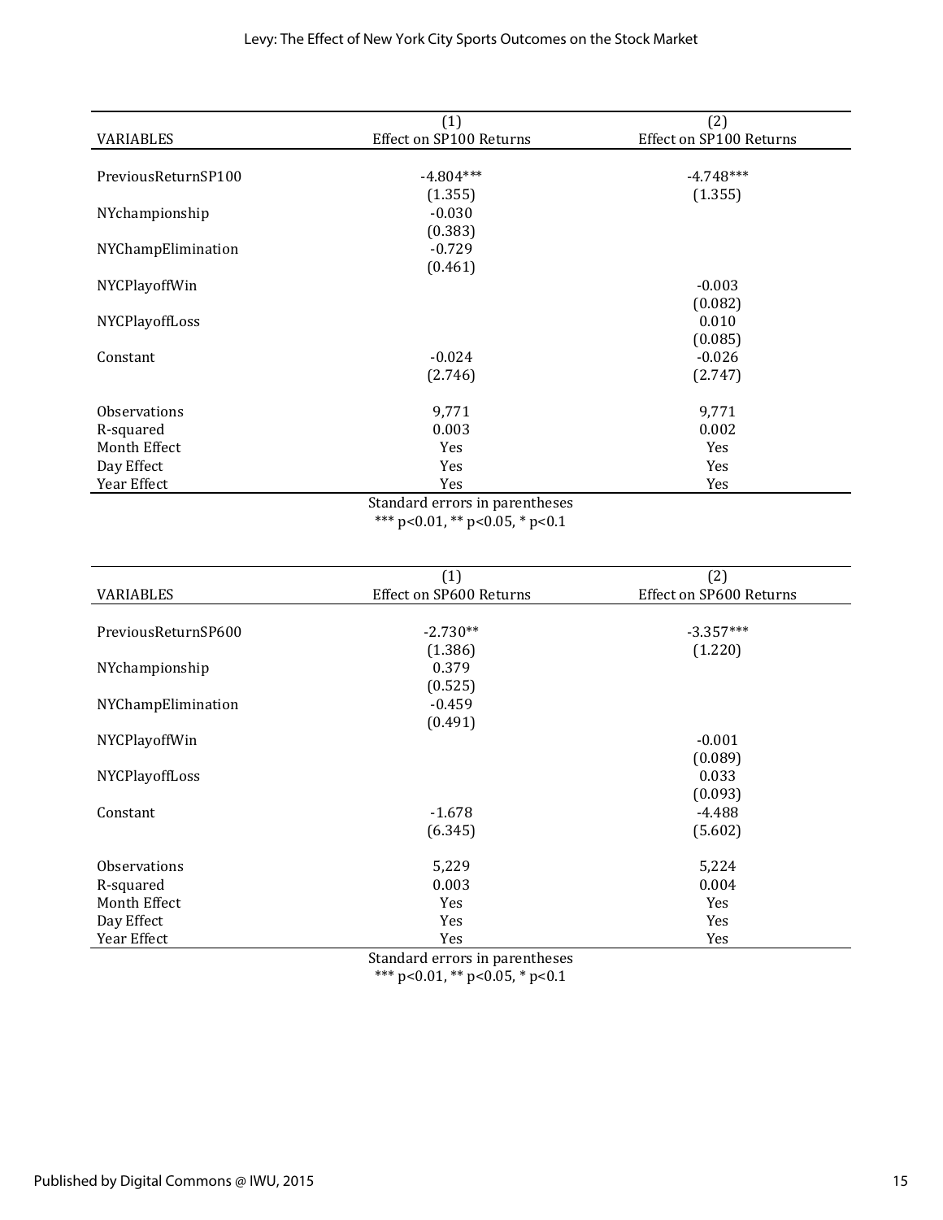| VARIABLES | (1) Effect on SP100 Returns | (2) Effect on SP100 Returns |
|---|---|---|
| PreviousReturnSP100 | -4.804*** | -4.748*** |
| | (1.355) | (1.355) |
| NYchampionship | -0.030 | |
| | (0.383) | |
| NYChampElimination | -0.729 | |
| | (0.461) | |
| NYCPlayoffWin | | -0.003 |
| | | (0.082) |
| NYCPlayoffLoss | | 0.010 |
| | | (0.085) |
| Constant | -0.024 | -0.026 |
| | (2.746) | (2.747) |
| Observations | 9,771 | 9,771 |
| R-squared | 0.003 | 0.002 |
| Month Effect | Yes | Yes |
| Day Effect | Yes | Yes |
| Year Effect | Yes | Yes |

Standard errors in parentheses
*** p<0.01, ** p<0.05, * p<0.1

| VARIABLES | (1) Effect on SP600 Returns | (2) Effect on SP600 Returns |
|---|---|---|
| PreviousReturnSP600 | -2.730** | -3.357*** |
| | (1.386) | (1.220) |
| NYchampionship | 0.379 | |
| | (0.525) | |
| NYChampElimination | -0.459 | |
| | (0.491) | |
| NYCPlayoffWin | | -0.001 |
| | | (0.089) |
| NYCPlayoffLoss | | 0.033 |
| | | (0.093) |
| Constant | -1.678 | -4.488 |
| | (6.345) | (5.602) |
| Observations | 5,229 | 5,224 |
| R-squared | 0.003 | 0.004 |
| Month Effect | Yes | Yes |
| Day Effect | Yes | Yes |
| Year Effect | Yes | Yes |

Standard errors in parentheses
*** p<0.01, ** p<0.05, * p<0.1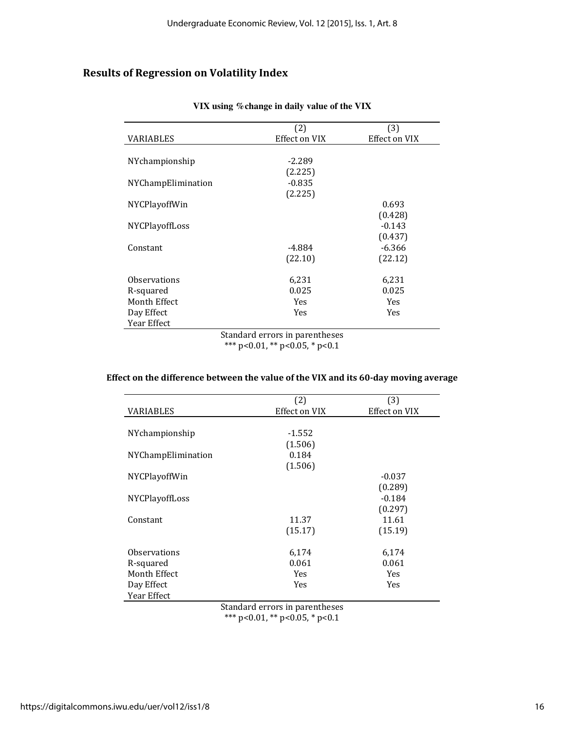## Results of Regression on Volatility Index

**VIX using %change in daily value of the VIX**

| VARIABLES | (2)<br>Effect on VIX | (3)<br>Effect on VIX |
|---|---|---|
| NYchampionship | -2.289 | |
| | (2.225) | |
| NYChampElimination | -0.835 | |
| | (2.225) | |
| NYCPlayoffWin | | 0.693 |
| | | (0.428) |
| NYCPlayoffLoss | | -0.143 |
| | | (0.437) |
| Constant | -4.884 | -6.366 |
| | (22.10) | (22.12) |
| Observations | 6,231 | 6,231 |
| R-squared | 0.025 | 0.025 |
| Month Effect | Yes | Yes |
| Day Effect | Yes | Yes |
| Year Effect | | |

Standard errors in parentheses
*** p<0.01, ** p<0.05, * p<0.1

**Effect on the difference between the value of the VIX and its 60-day moving average**

| VARIABLES | (2)<br>Effect on VIX | (3)<br>Effect on VIX |
|---|---|---|
| NYchampionship | -1.552 | |
| | (1.506) | |
| NYChampElimination | 0.184 | |
| | (1.506) | |
| NYCPlayoffWin | | -0.037 |
| | | (0.289) |
| NYCPlayoffLoss | | -0.184 |
| | | (0.297) |
| Constant | 11.37 | 11.61 |
| | (15.17) | (15.19) |
| Observations | 6,174 | 6,174 |
| R-squared | 0.061 | 0.061 |
| Month Effect | Yes | Yes |
| Day Effect | Yes | Yes |
| Year Effect | | |

Standard errors in parentheses
*** p<0.01, ** p<0.05, * p<0.1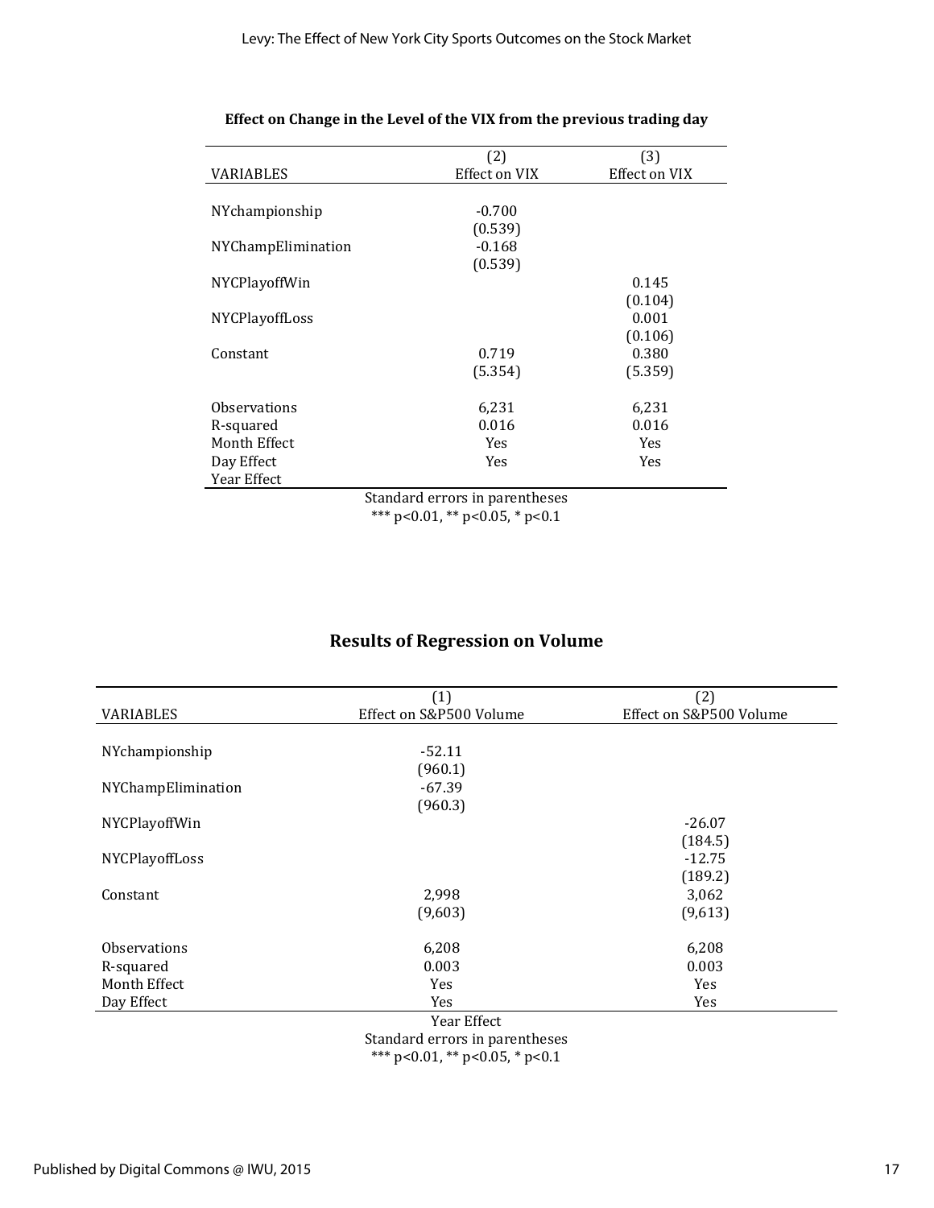**Effect on Change in the Level of the VIX from the previous trading day**

| VARIABLES | (2) Effect on VIX | (3) Effect on VIX |
|---|---|---|
| NYchampionship | -0.700 | |
| | (0.539) | |
| NYChampElimination | -0.168 | |
| | (0.539) | |
| NYCPlayoffWin | | 0.145 |
| | | (0.104) |
| NYCPlayoffLoss | | 0.001 |
| | | (0.106) |
| Constant | 0.719 | 0.380 |
| | (5.354) | (5.359) |
| Observations | 6,231 | 6,231 |
| R-squared | 0.016 | 0.016 |
| Month Effect | Yes | Yes |
| Day Effect | Yes | Yes |
| Year Effect | | |

Standard errors in parentheses
*** p<0.01, ** p<0.05, * p<0.1

## Results of Regression on Volume

| VARIABLES | (1) Effect on S&P500 Volume | (2) Effect on S&P500 Volume |
|---|---|---|
| NYchampionship | -52.11 | |
| | (960.1) | |
| NYChampElimination | -67.39 | |
| | (960.3) | |
| NYCPlayoffWin | | -26.07 |
| | | (184.5) |
| NYCPlayoffLoss | | -12.75 |
| | | (189.2) |
| Constant | 2,998 | 3,062 |
| | (9,603) | (9,613) |
| Observations | 6,208 | 6,208 |
| R-squared | 0.003 | 0.003 |
| Month Effect | Yes | Yes |
| Day Effect | Yes | Yes |

Year Effect
Standard errors in parentheses
*** p<0.01, ** p<0.05, * p<0.1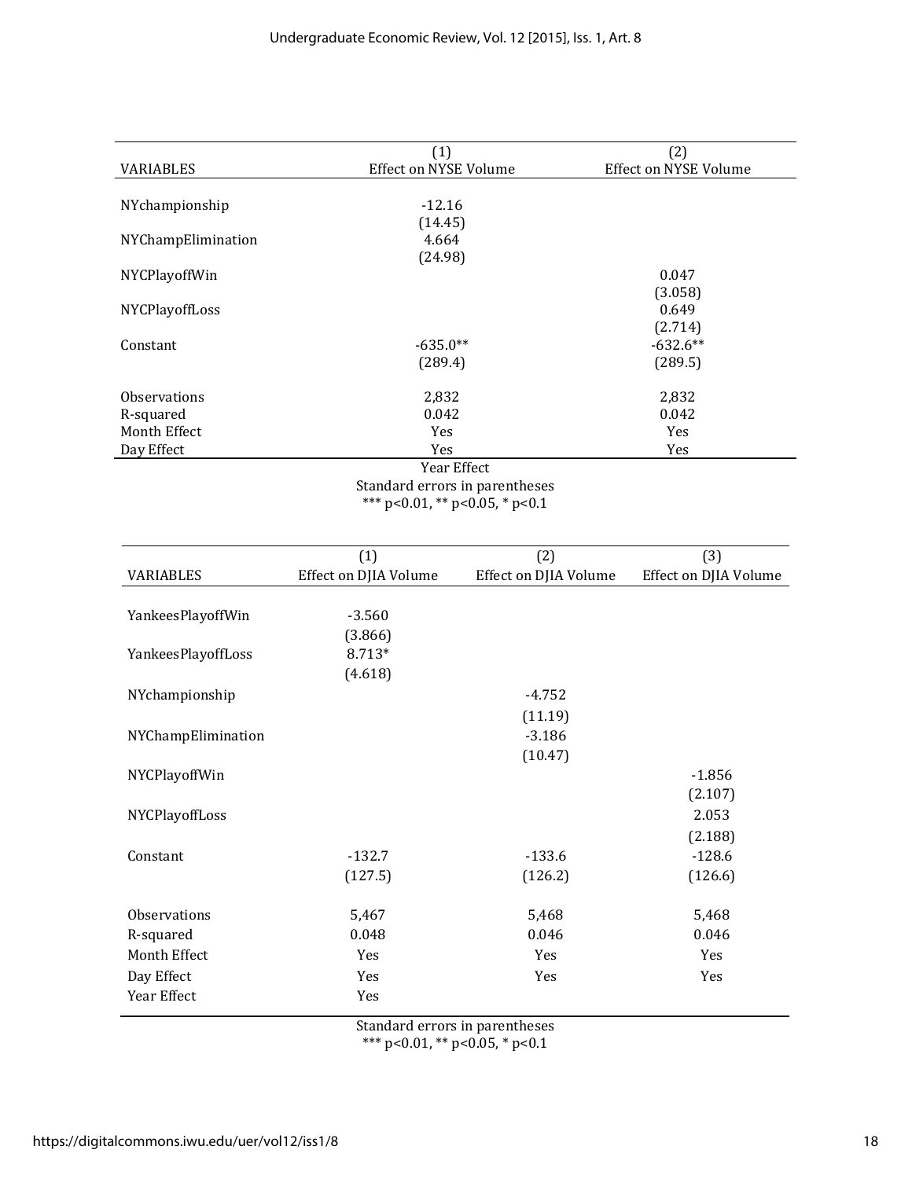| VARIABLES | (1) Effect on NYSE Volume | (2) Effect on NYSE Volume |
|---|---|---|
| NYchampionship | -12.16 | |
| | (14.45) | |
| NYChampElimination | 4.664 | |
| | (24.98) | |
| NYCPlayoffWin | | 0.047 |
| | | (3.058) |
| NYCPlayoffLoss | | 0.649 |
| | | (2.714) |
| Constant | -635.0** | -632.6** |
| | (289.4) | (289.5) |
| Observations | 2,832 | 2,832 |
| R-squared | 0.042 | 0.042 |
| Month Effect | Yes | Yes |
| Day Effect | Yes | Yes |

Year Effect
Standard errors in parentheses
*** p<0.01, ** p<0.05, * p<0.1

| VARIABLES | (1) Effect on DJIA Volume | (2) Effect on DJIA Volume | (3) Effect on DJIA Volume |
|---|---|---|---|
| YankeesPlayoffWin | -3.560 | | |
| | (3.866) | | |
| YankeesPlayoffLoss | 8.713* | | |
| | (4.618) | | |
| NYchampionship | | -4.752 | |
| | | (11.19) | |
| NYChampElimination | | -3.186 | |
| | | (10.47) | |
| NYCPlayoffWin | | | -1.856 |
| | | | (2.107) |
| NYCPlayoffLoss | | | 2.053 |
| | | | (2.188) |
| Constant | -132.7 | -133.6 | -128.6 |
| | (127.5) | (126.2) | (126.6) |
| Observations | 5,467 | 5,468 | 5,468 |
| R-squared | 0.048 | 0.046 | 0.046 |
| Month Effect | Yes | Yes | Yes |
| Day Effect | Yes | Yes | Yes |
| Year Effect | Yes | | |

Standard errors in parentheses
*** p<0.01, ** p<0.05, * p<0.1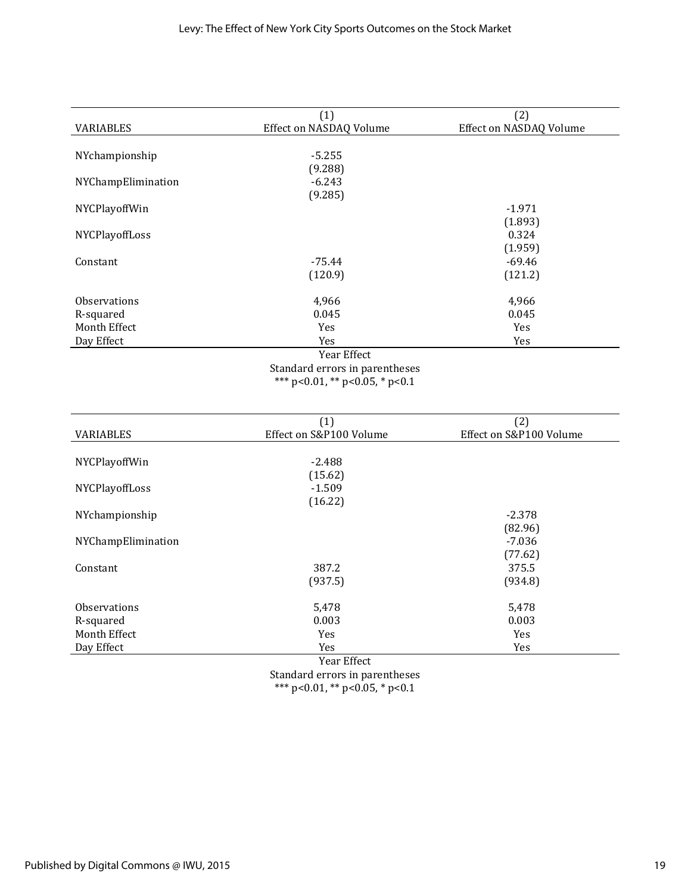| VARIABLES | (1)<br>Effect on NASDAQ Volume | (2)<br>Effect on NASDAQ Volume |
|---|---|---|
| NYchampionship | -5.255 | |
| | (9.288) | |
| NYChampElimination | -6.243 | |
| | (9.285) | |
| NYCPlayoffWin | | -1.971 |
| | | (1.893) |
| NYCPlayoffLoss | | 0.324 |
| | | (1.959) |
| Constant | -75.44 | -69.46 |
| | (120.9) | (121.2) |
| Observations | 4,966 | 4,966 |
| R-squared | 0.045 | 0.045 |
| Month Effect | Yes | Yes |
| Day Effect | Yes | Yes |

Year Effect

Standard errors in parentheses

*** p<0.01, ** p<0.05, * p<0.1

| VARIABLES | (1)<br>Effect on S&P100 Volume | (2)<br>Effect on S&P100 Volume |
|---|---|---|
| NYCPlayoffWin | -2.488 | |
| | (15.62) | |
| NYCPlayoffLoss | -1.509 | |
| | (16.22) | |
| NYchampionship | | -2.378 |
| | | (82.96) |
| NYChampElimination | | -7.036 |
| | | (77.62) |
| Constant | 387.2 | 375.5 |
| | (937.5) | (934.8) |
| Observations | 5,478 | 5,478 |
| R-squared | 0.003 | 0.003 |
| Month Effect | Yes | Yes |
| Day Effect | Yes | Yes |

Year Effect

Standard errors in parentheses

*** p<0.01, ** p<0.05, * p<0.1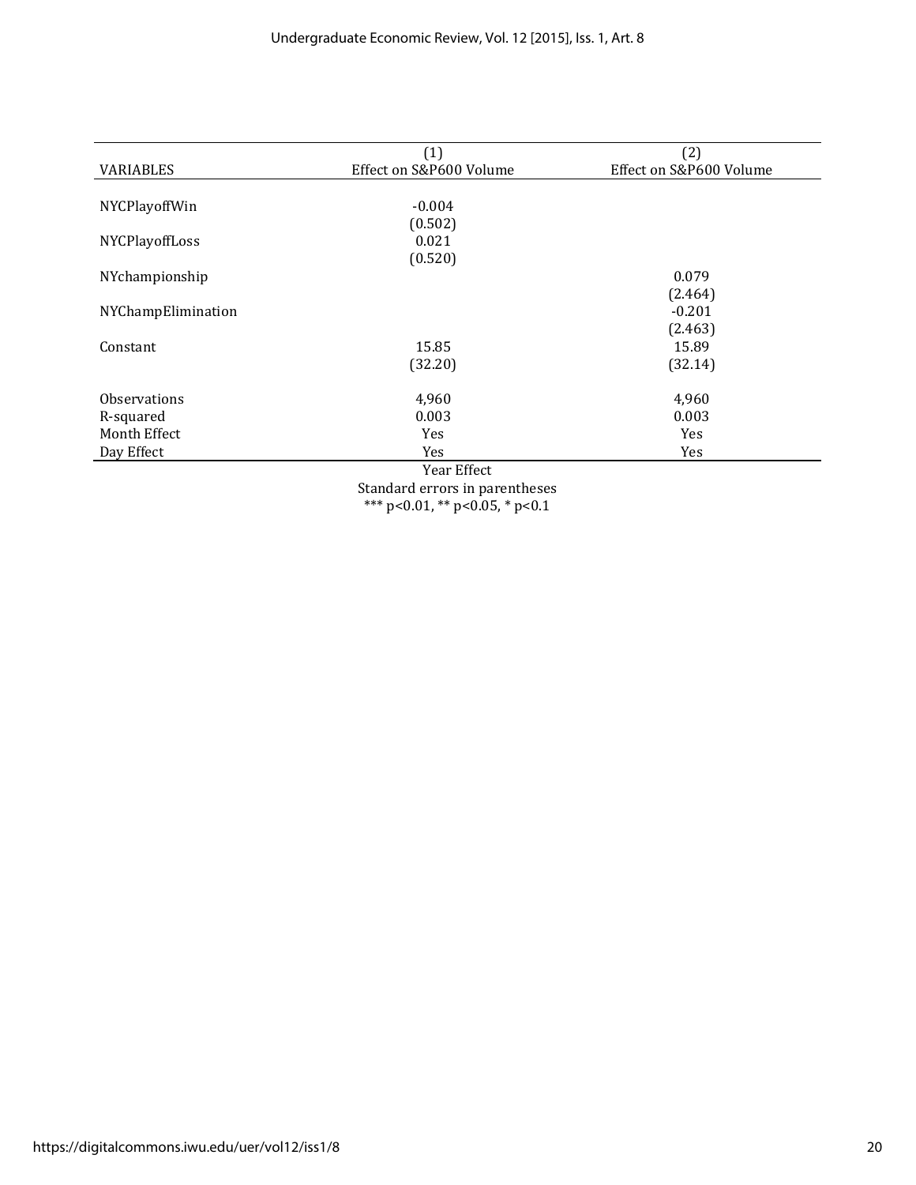| VARIABLES | (1)<br>Effect on S&P600 Volume | (2)<br>Effect on S&P600 Volume |
|---|---|---|
| NYCPlayoffWin | -0.004 | |
| | (0.502) | |
| NYCPlayoffLoss | 0.021 | |
| | (0.520) | |
| NYchampionship | | 0.079 |
| | | (2.464) |
| NYChampElimination | | -0.201 |
| | | (2.463) |
| Constant | 15.85 | 15.89 |
| | (32.20) | (32.14) |
| Observations | 4,960 | 4,960 |
| R-squared | 0.003 | 0.003 |
| Month Effect | Yes | Yes |
| Day Effect | Yes | Yes |

Year Effect

Standard errors in parentheses

*** p<0.01, ** p<0.05, * p<0.1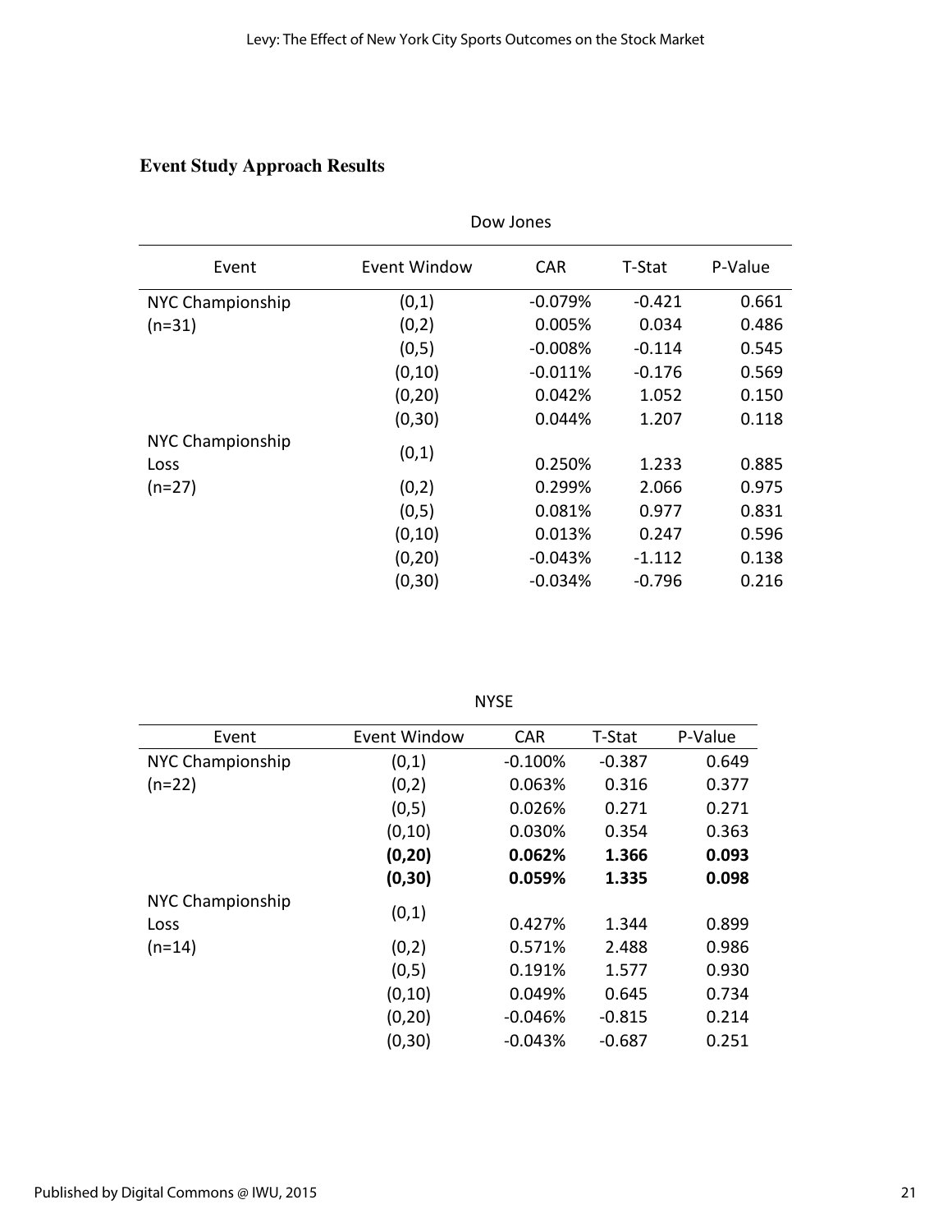## Event Study Approach Results

Dow Jones

| Event | Event Window | CAR | T-Stat | P-Value |
|---|---|---|---|---|
| NYC Championship | (0,1) | -0.079% | -0.421 | 0.661 |
| (n=31) | (0,2) | 0.005% | 0.034 | 0.486 |
| | (0,5) | -0.008% | -0.114 | 0.545 |
| | (0,10) | -0.011% | -0.176 | 0.569 |
| | (0,20) | 0.042% | 1.052 | 0.150 |
| | (0,30) | 0.044% | 1.207 | 0.118 |
| NYC Championship Loss | (0,1) | 0.250% | 1.233 | 0.885 |
| (n=27) | (0,2) | 0.299% | 2.066 | 0.975 |
| | (0,5) | 0.081% | 0.977 | 0.831 |
| | (0,10) | 0.013% | 0.247 | 0.596 |
| | (0,20) | -0.043% | -1.112 | 0.138 |
| | (0,30) | -0.034% | -0.796 | 0.216 |

NYSE

| Event | Event Window | CAR | T-Stat | P-Value |
|---|---|---|---|---|
| NYC Championship | (0,1) | -0.100% | -0.387 | 0.649 |
| (n=22) | (0,2) | 0.063% | 0.316 | 0.377 |
| | (0,5) | 0.026% | 0.271 | 0.271 |
| | (0,10) | 0.030% | 0.354 | 0.363 |
| | **(0,20)** | **0.062%** | **1.366** | **0.093** |
| | **(0,30)** | **0.059%** | **1.335** | **0.098** |
| NYC Championship Loss | (0,1) | 0.427% | 1.344 | 0.899 |
| (n=14) | (0,2) | 0.571% | 2.488 | 0.986 |
| | (0,5) | 0.191% | 1.577 | 0.930 |
| | (0,10) | 0.049% | 0.645 | 0.734 |
| | (0,20) | -0.046% | -0.815 | 0.214 |
| | (0,30) | -0.043% | -0.687 | 0.251 |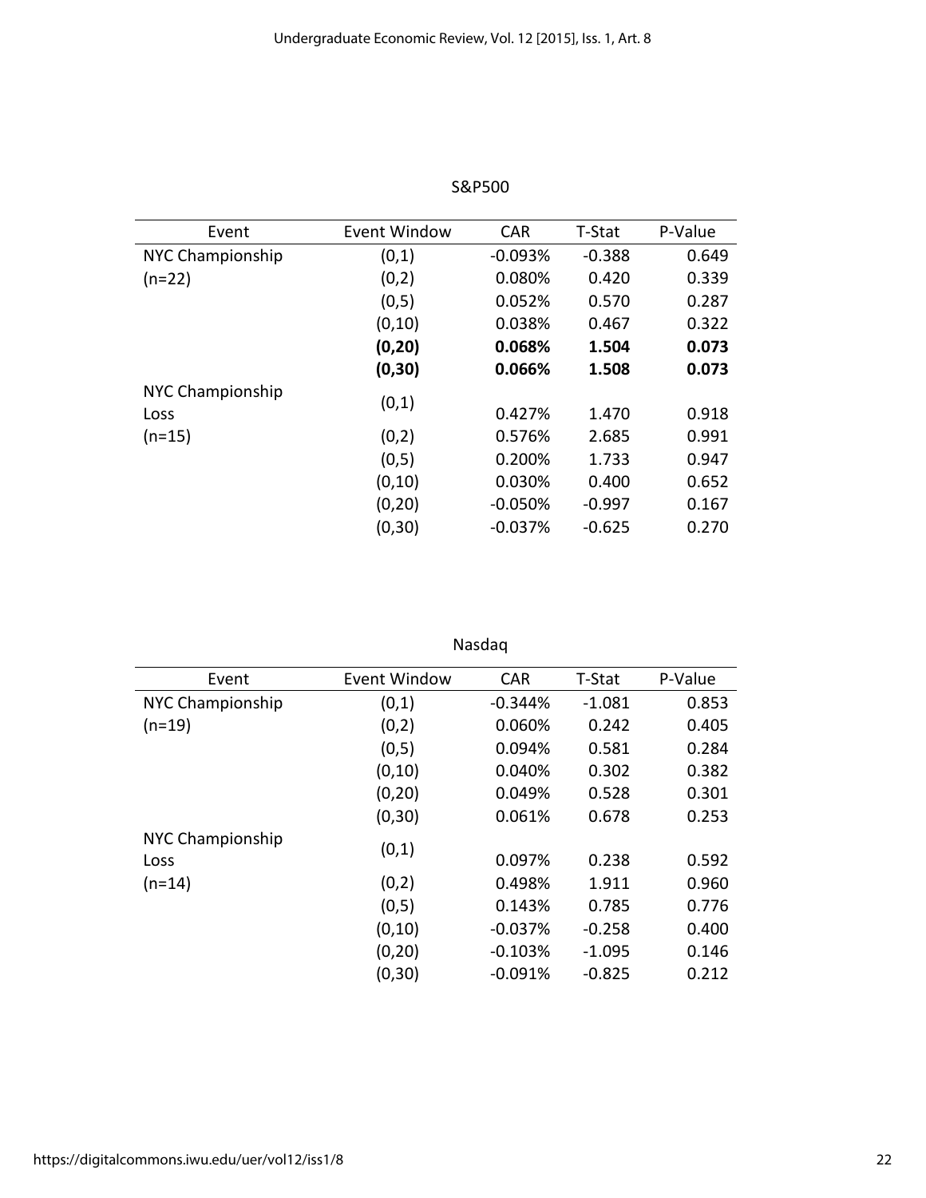S&P500

| Event | Event Window | CAR | T-Stat | P-Value |
|---|---|---|---|---|
| NYC Championship (n=22) | (0,1) | -0.093% | -0.388 | 0.649 |
| | (0,2) | 0.080% | 0.420 | 0.339 |
| | (0,5) | 0.052% | 0.570 | 0.287 |
| | (0,10) | 0.038% | 0.467 | 0.322 |
| | **(0,20)** | **0.068%** | **1.504** | **0.073** |
| | **(0,30)** | **0.066%** | **1.508** | **0.073** |
| NYC Championship Loss (n=15) | (0,1) | 0.427% | 1.470 | 0.918 |
| | (0,2) | 0.576% | 2.685 | 0.991 |
| | (0,5) | 0.200% | 1.733 | 0.947 |
| | (0,10) | 0.030% | 0.400 | 0.652 |
| | (0,20) | -0.050% | -0.997 | 0.167 |
| | (0,30) | -0.037% | -0.625 | 0.270 |

Nasdaq

| Event | Event Window | CAR | T-Stat | P-Value |
|---|---|---|---|---|
| NYC Championship (n=19) | (0,1) | -0.344% | -1.081 | 0.853 |
| | (0,2) | 0.060% | 0.242 | 0.405 |
| | (0,5) | 0.094% | 0.581 | 0.284 |
| | (0,10) | 0.040% | 0.302 | 0.382 |
| | (0,20) | 0.049% | 0.528 | 0.301 |
| | (0,30) | 0.061% | 0.678 | 0.253 |
| NYC Championship Loss (n=14) | (0,1) | 0.097% | 0.238 | 0.592 |
| | (0,2) | 0.498% | 1.911 | 0.960 |
| | (0,5) | 0.143% | 0.785 | 0.776 |
| | (0,10) | -0.037% | -0.258 | 0.400 |
| | (0,20) | -0.103% | -1.095 | 0.146 |
| | (0,30) | -0.091% | -0.825 | 0.212 |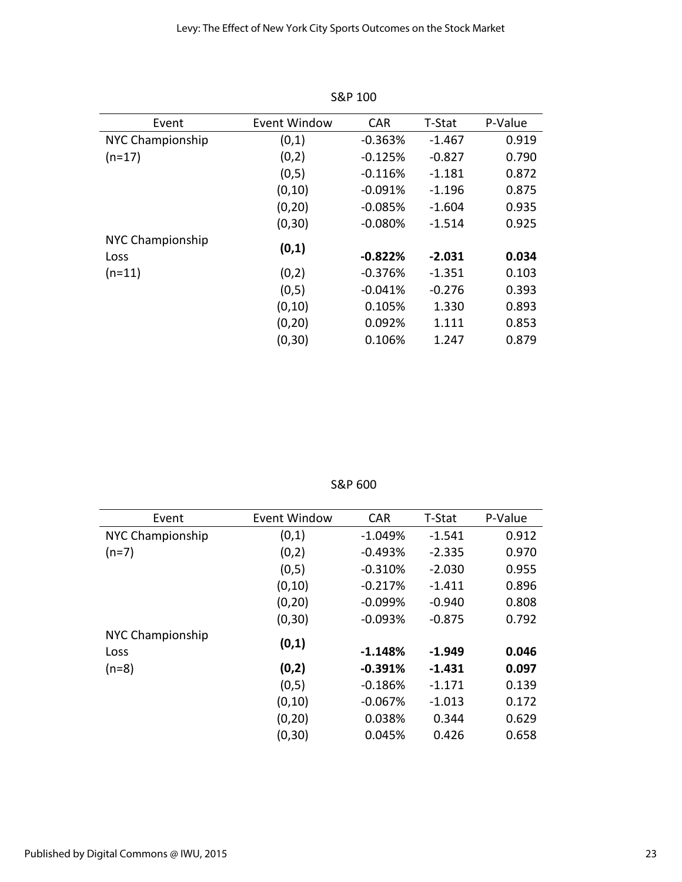S&P 100

| Event | Event Window | CAR | T-Stat | P-Value |
|---|---|---|---|---|
| NYC Championship | (0,1) | -0.363% | -1.467 | 0.919 |
| (n=17) | (0,2) | -0.125% | -0.827 | 0.790 |
| | (0,5) | -0.116% | -1.181 | 0.872 |
| | (0,10) | -0.091% | -1.196 | 0.875 |
| | (0,20) | -0.085% | -1.604 | 0.935 |
| | (0,30) | -0.080% | -1.514 | 0.925 |
| NYC Championship Loss | **(0,1)** | **-0.822%** | **-2.031** | **0.034** |
| (n=11) | (0,2) | -0.376% | -1.351 | 0.103 |
| | (0,5) | -0.041% | -0.276 | 0.393 |
| | (0,10) | 0.105% | 1.330 | 0.893 |
| | (0,20) | 0.092% | 1.111 | 0.853 |
| | (0,30) | 0.106% | 1.247 | 0.879 |

S&P 600

| Event | Event Window | CAR | T-Stat | P-Value |
|---|---|---|---|---|
| NYC Championship | (0,1) | -1.049% | -1.541 | 0.912 |
| (n=7) | (0,2) | -0.493% | -2.335 | 0.970 |
| | (0,5) | -0.310% | -2.030 | 0.955 |
| | (0,10) | -0.217% | -1.411 | 0.896 |
| | (0,20) | -0.099% | -0.940 | 0.808 |
| | (0,30) | -0.093% | -0.875 | 0.792 |
| NYC Championship Loss | **(0,1)** | **-1.148%** | **-1.949** | **0.046** |
| (n=8) | **(0,2)** | **-0.391%** | **-1.431** | **0.097** |
| | (0,5) | -0.186% | -1.171 | 0.139 |
| | (0,10) | -0.067% | -1.013 | 0.172 |
| | (0,20) | 0.038% | 0.344 | 0.629 |
| | (0,30) | 0.045% | 0.426 | 0.658 |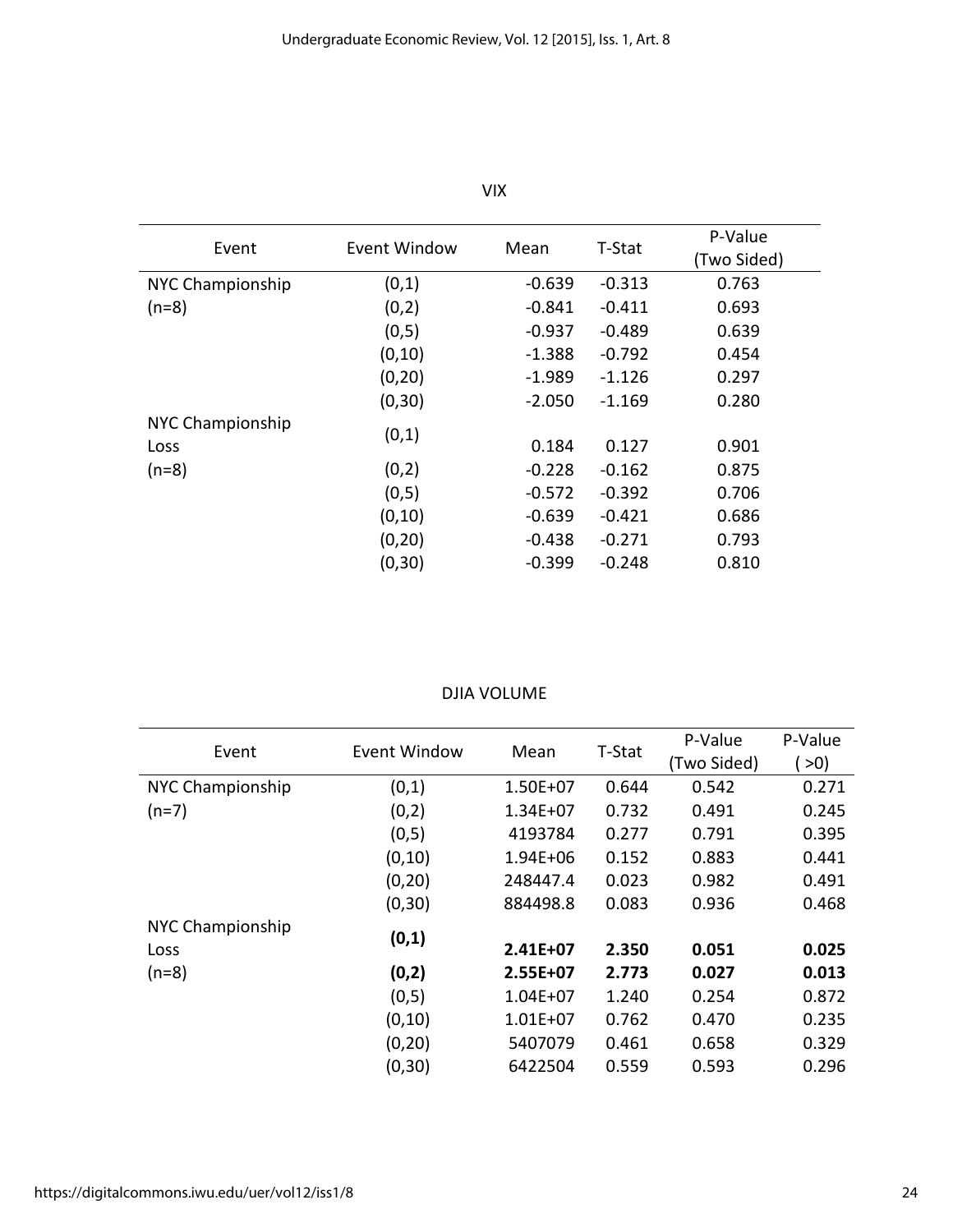VIX

| Event | Event Window | Mean | T-Stat | P-Value (Two Sided) |
|---|---|---|---|---|
| NYC Championship | (0,1) | -0.639 | -0.313 | 0.763 |
| (n=8) | (0,2) | -0.841 | -0.411 | 0.693 |
| | (0,5) | -0.937 | -0.489 | 0.639 |
| | (0,10) | -1.388 | -0.792 | 0.454 |
| | (0,20) | -1.989 | -1.126 | 0.297 |
| | (0,30) | -2.050 | -1.169 | 0.280 |
| NYC Championship Loss | (0,1) | 0.184 | 0.127 | 0.901 |
| (n=8) | (0,2) | -0.228 | -0.162 | 0.875 |
| | (0,5) | -0.572 | -0.392 | 0.706 |
| | (0,10) | -0.639 | -0.421 | 0.686 |
| | (0,20) | -0.438 | -0.271 | 0.793 |
| | (0,30) | -0.399 | -0.248 | 0.810 |

DJIA VOLUME

| Event | Event Window | Mean | T-Stat | P-Value (Two Sided) | P-Value ( >0) |
|---|---|---|---|---|---|
| NYC Championship | (0,1) | 1.50E+07 | 0.644 | 0.542 | 0.271 |
| (n=7) | (0,2) | 1.34E+07 | 0.732 | 0.491 | 0.245 |
| | (0,5) | 4193784 | 0.277 | 0.791 | 0.395 |
| | (0,10) | 1.94E+06 | 0.152 | 0.883 | 0.441 |
| | (0,20) | 248447.4 | 0.023 | 0.982 | 0.491 |
| | (0,30) | 884498.8 | 0.083 | 0.936 | 0.468 |
| NYC Championship Loss | **(0,1)** | **2.41E+07** | **2.350** | **0.051** | **0.025** |
| (n=8) | **(0,2)** | **2.55E+07** | **2.773** | **0.027** | **0.013** |
| | (0,5) | 1.04E+07 | 1.240 | 0.254 | 0.872 |
| | (0,10) | 1.01E+07 | 0.762 | 0.470 | 0.235 |
| | (0,20) | 5407079 | 0.461 | 0.658 | 0.329 |
| | (0,30) | 6422504 | 0.559 | 0.593 | 0.296 |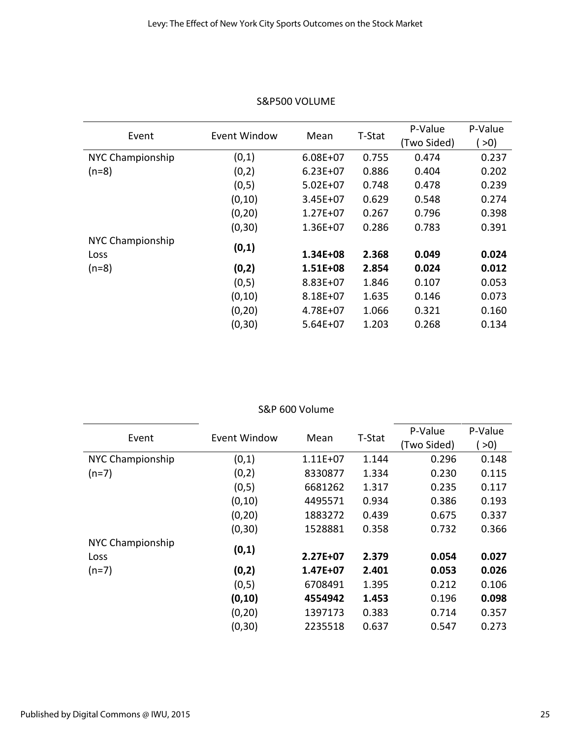S&P500 VOLUME

| Event | Event Window | Mean | T-Stat | P-Value (Two Sided) | P-Value ( >0) |
|---|---|---|---|---|---|
| NYC Championship | (0,1) | 6.08E+07 | 0.755 | 0.474 | 0.237 |
| (n=8) | (0,2) | 6.23E+07 | 0.886 | 0.404 | 0.202 |
| | (0,5) | 5.02E+07 | 0.748 | 0.478 | 0.239 |
| | (0,10) | 3.45E+07 | 0.629 | 0.548 | 0.274 |
| | (0,20) | 1.27E+07 | 0.267 | 0.796 | 0.398 |
| | (0,30) | 1.36E+07 | 0.286 | 0.783 | 0.391 |
| NYC Championship Loss | **(0,1)** | **1.34E+08** | **2.368** | **0.049** | **0.024** |
| (n=8) | **(0,2)** | **1.51E+08** | **2.854** | **0.024** | **0.012** |
| | (0,5) | 8.83E+07 | 1.846 | 0.107 | 0.053 |
| | (0,10) | 8.18E+07 | 1.635 | 0.146 | 0.073 |
| | (0,20) | 4.78E+07 | 1.066 | 0.321 | 0.160 |
| | (0,30) | 5.64E+07 | 1.203 | 0.268 | 0.134 |

S&P 600 Volume

| Event | Event Window | Mean | T-Stat | P-Value (Two Sided) | P-Value ( >0) |
|---|---|---|---|---|---|
| NYC Championship | (0,1) | 1.11E+07 | 1.144 | 0.296 | 0.148 |
| (n=7) | (0,2) | 8330877 | 1.334 | 0.230 | 0.115 |
| | (0,5) | 6681262 | 1.317 | 0.235 | 0.117 |
| | (0,10) | 4495571 | 0.934 | 0.386 | 0.193 |
| | (0,20) | 1883272 | 0.439 | 0.675 | 0.337 |
| | (0,30) | 1528881 | 0.358 | 0.732 | 0.366 |
| NYC Championship Loss | **(0,1)** | **2.27E+07** | **2.379** | **0.054** | **0.027** |
| (n=7) | **(0,2)** | **1.47E+07** | **2.401** | **0.053** | **0.026** |
| | (0,5) | 6708491 | 1.395 | 0.212 | 0.106 |
| | **(0,10)** | **4554942** | **1.453** | 0.196 | **0.098** |
| | (0,20) | 1397173 | 0.383 | 0.714 | 0.357 |
| | (0,30) | 2235518 | 0.637 | 0.547 | 0.273 |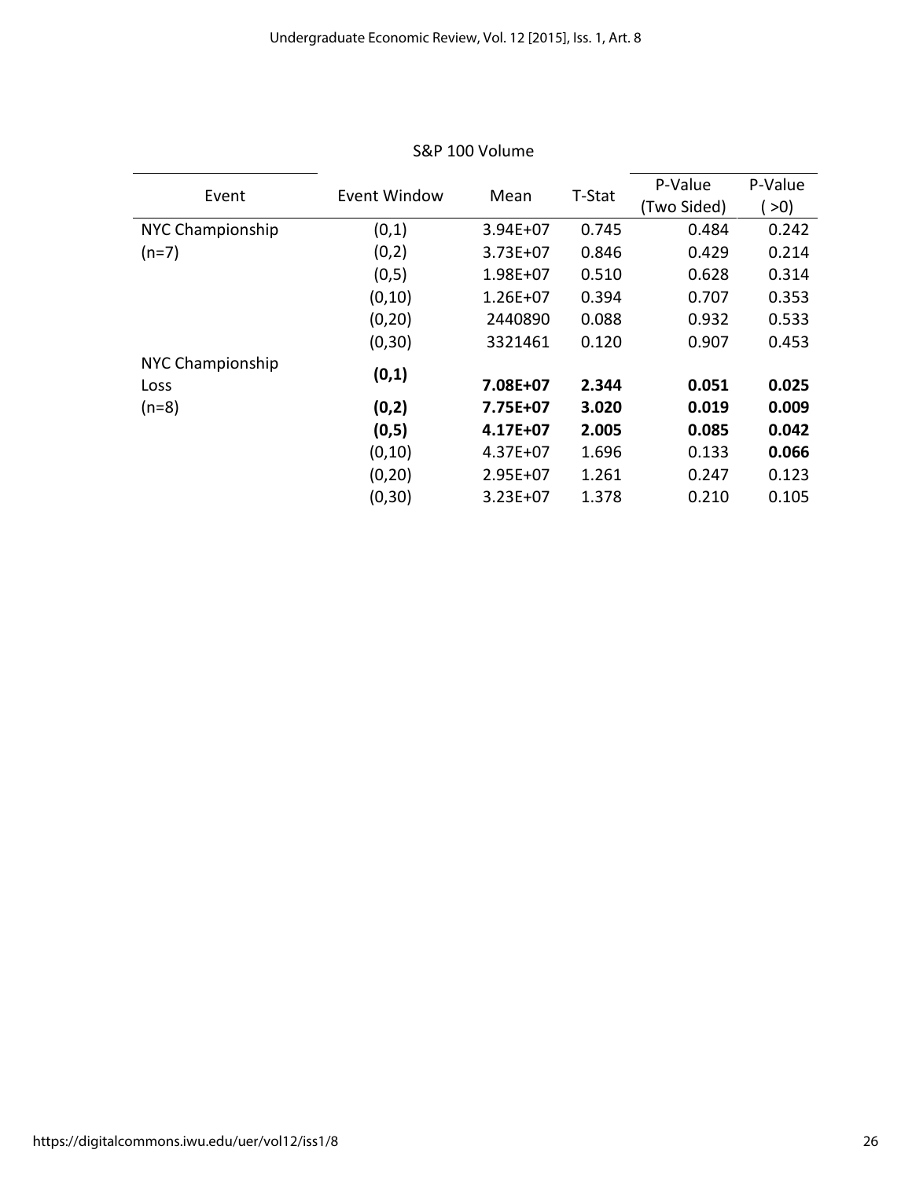S&P 100 Volume

| Event | Event Window | Mean | T-Stat | P-Value (Two Sided) | P-Value ( >0) |
|---|---|---|---|---|---|
| NYC Championship (n=7) | (0,1) | 3.94E+07 | 0.745 | 0.484 | 0.242 |
| | (0,2) | 3.73E+07 | 0.846 | 0.429 | 0.214 |
| | (0,5) | 1.98E+07 | 0.510 | 0.628 | 0.314 |
| | (0,10) | 1.26E+07 | 0.394 | 0.707 | 0.353 |
| | (0,20) | 2440890 | 0.088 | 0.932 | 0.533 |
| | (0,30) | 3321461 | 0.120 | 0.907 | 0.453 |
| NYC Championship Loss (n=8) | **(0,1)** | **7.08E+07** | **2.344** | **0.051** | **0.025** |
| | **(0,2)** | **7.75E+07** | **3.020** | **0.019** | **0.009** |
| | **(0,5)** | **4.17E+07** | **2.005** | **0.085** | **0.042** |
| | (0,10) | 4.37E+07 | 1.696 | 0.133 | **0.066** |
| | (0,20) | 2.95E+07 | 1.261 | 0.247 | 0.123 |
| | (0,30) | 3.23E+07 | 1.378 | 0.210 | 0.105 |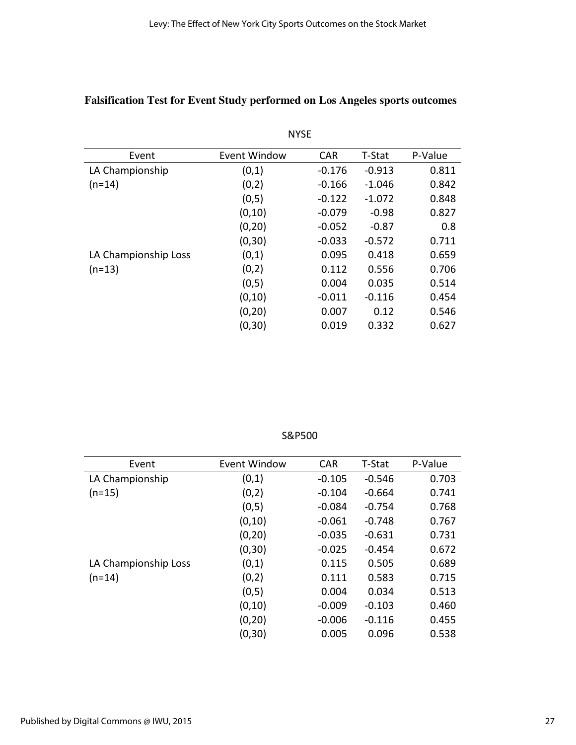**Falsification Test for Event Study performed on Los Angeles sports outcomes**

NYSE

| Event | Event Window | CAR | T-Stat | P-Value |
|---|---|---|---|---|
| LA Championship | (0,1) | -0.176 | -0.913 | 0.811 |
| (n=14) | (0,2) | -0.166 | -1.046 | 0.842 |
| | (0,5) | -0.122 | -1.072 | 0.848 |
| | (0,10) | -0.079 | -0.98 | 0.827 |
| | (0,20) | -0.052 | -0.87 | 0.8 |
| | (0,30) | -0.033 | -0.572 | 0.711 |
| LA Championship Loss | (0,1) | 0.095 | 0.418 | 0.659 |
| (n=13) | (0,2) | 0.112 | 0.556 | 0.706 |
| | (0,5) | 0.004 | 0.035 | 0.514 |
| | (0,10) | -0.011 | -0.116 | 0.454 |
| | (0,20) | 0.007 | 0.12 | 0.546 |
| | (0,30) | 0.019 | 0.332 | 0.627 |

S&P500

| Event | Event Window | CAR | T-Stat | P-Value |
|---|---|---|---|---|
| LA Championship | (0,1) | -0.105 | -0.546 | 0.703 |
| (n=15) | (0,2) | -0.104 | -0.664 | 0.741 |
| | (0,5) | -0.084 | -0.754 | 0.768 |
| | (0,10) | -0.061 | -0.748 | 0.767 |
| | (0,20) | -0.035 | -0.631 | 0.731 |
| | (0,30) | -0.025 | -0.454 | 0.672 |
| LA Championship Loss | (0,1) | 0.115 | 0.505 | 0.689 |
| (n=14) | (0,2) | 0.111 | 0.583 | 0.715 |
| | (0,5) | 0.004 | 0.034 | 0.513 |
| | (0,10) | -0.009 | -0.103 | 0.460 |
| | (0,20) | -0.006 | -0.116 | 0.455 |
| | (0,30) | 0.005 | 0.096 | 0.538 |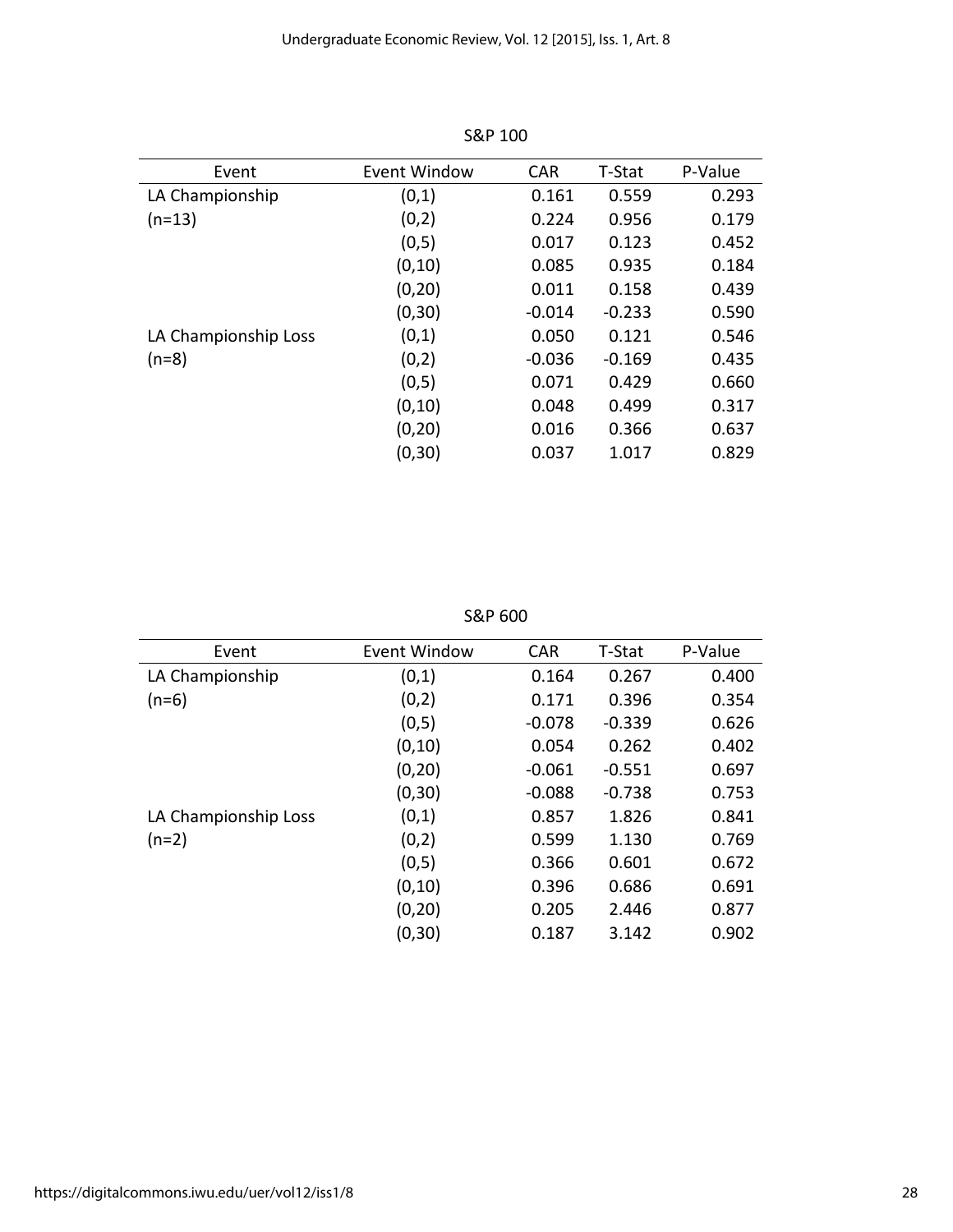S&P 100

| Event | Event Window | CAR | T-Stat | P-Value |
|---|---|---|---|---|
| LA Championship | (0,1) | 0.161 | 0.559 | 0.293 |
| (n=13) | (0,2) | 0.224 | 0.956 | 0.179 |
| | (0,5) | 0.017 | 0.123 | 0.452 |
| | (0,10) | 0.085 | 0.935 | 0.184 |
| | (0,20) | 0.011 | 0.158 | 0.439 |
| | (0,30) | -0.014 | -0.233 | 0.590 |
| LA Championship Loss | (0,1) | 0.050 | 0.121 | 0.546 |
| (n=8) | (0,2) | -0.036 | -0.169 | 0.435 |
| | (0,5) | 0.071 | 0.429 | 0.660 |
| | (0,10) | 0.048 | 0.499 | 0.317 |
| | (0,20) | 0.016 | 0.366 | 0.637 |
| | (0,30) | 0.037 | 1.017 | 0.829 |

S&P 600

| Event | Event Window | CAR | T-Stat | P-Value |
|---|---|---|---|---|
| LA Championship | (0,1) | 0.164 | 0.267 | 0.400 |
| (n=6) | (0,2) | 0.171 | 0.396 | 0.354 |
| | (0,5) | -0.078 | -0.339 | 0.626 |
| | (0,10) | 0.054 | 0.262 | 0.402 |
| | (0,20) | -0.061 | -0.551 | 0.697 |
| | (0,30) | -0.088 | -0.738 | 0.753 |
| LA Championship Loss | (0,1) | 0.857 | 1.826 | 0.841 |
| (n=2) | (0,2) | 0.599 | 1.130 | 0.769 |
| | (0,5) | 0.366 | 0.601 | 0.672 |
| | (0,10) | 0.396 | 0.686 | 0.691 |
| | (0,20) | 0.205 | 2.446 | 0.877 |
| | (0,30) | 0.187 | 3.142 | 0.902 |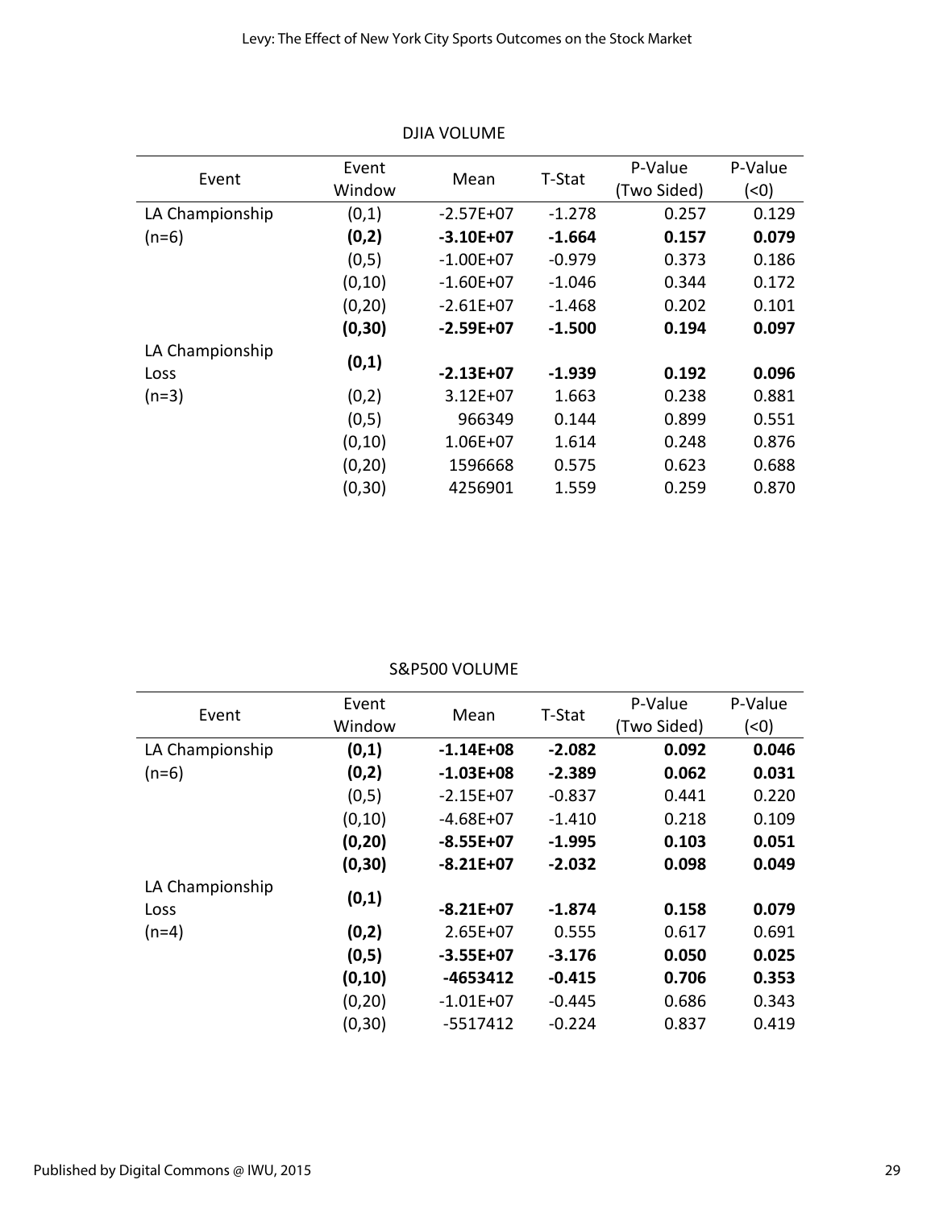DJIA VOLUME

| Event | Event Window | Mean | T-Stat | P-Value (Two Sided) | P-Value (<0) |
|---|---|---|---|---|---|
| LA Championship | (0,1) | -2.57E+07 | -1.278 | 0.257 | 0.129 |
| (n=6) | **(0,2)** | **-3.10E+07** | **-1.664** | **0.157** | **0.079** |
| | (0,5) | -1.00E+07 | -0.979 | 0.373 | 0.186 |
| | (0,10) | -1.60E+07 | -1.046 | 0.344 | 0.172 |
| | (0,20) | -2.61E+07 | -1.468 | 0.202 | 0.101 |
| | **(0,30)** | **-2.59E+07** | **-1.500** | **0.194** | **0.097** |
| LA Championship Loss | **(0,1)** | **-2.13E+07** | **-1.939** | **0.192** | **0.096** |
| (n=3) | (0,2) | 3.12E+07 | 1.663 | 0.238 | 0.881 |
| | (0,5) | 966349 | 0.144 | 0.899 | 0.551 |
| | (0,10) | 1.06E+07 | 1.614 | 0.248 | 0.876 |
| | (0,20) | 1596668 | 0.575 | 0.623 | 0.688 |
| | (0,30) | 4256901 | 1.559 | 0.259 | 0.870 |

S&P500 VOLUME

| Event | Event Window | Mean | T-Stat | P-Value (Two Sided) | P-Value (<0) |
|---|---|---|---|---|---|
| LA Championship | **(0,1)** | **-1.14E+08** | **-2.082** | **0.092** | **0.046** |
| (n=6) | **(0,2)** | **-1.03E+08** | **-2.389** | **0.062** | **0.031** |
| | (0,5) | -2.15E+07 | -0.837 | 0.441 | 0.220 |
| | (0,10) | -4.68E+07 | -1.410 | 0.218 | 0.109 |
| | **(0,20)** | **-8.55E+07** | **-1.995** | **0.103** | **0.051** |
| | **(0,30)** | **-8.21E+07** | **-2.032** | **0.098** | **0.049** |
| LA Championship Loss | **(0,1)** | **-8.21E+07** | **-1.874** | **0.158** | **0.079** |
| (n=4) | **(0,2)** | 2.65E+07 | 0.555 | 0.617 | 0.691 |
| | **(0,5)** | **-3.55E+07** | **-3.176** | **0.050** | **0.025** |
| | **(0,10)** | **-4653412** | **-0.415** | **0.706** | **0.353** |
| | (0,20) | -1.01E+07 | -0.445 | 0.686 | 0.343 |
| | (0,30) | -5517412 | -0.224 | 0.837 | 0.419 |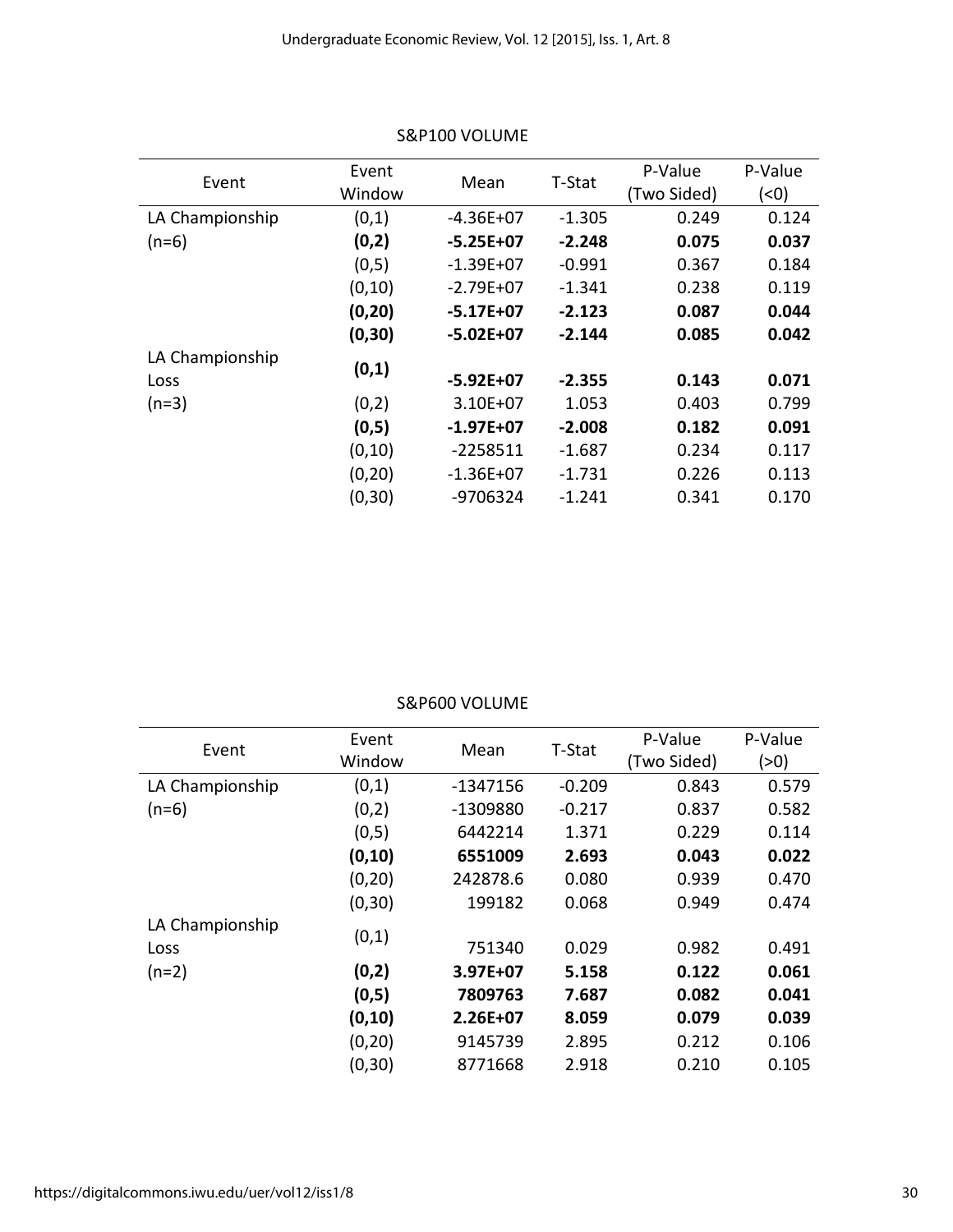S&P100 VOLUME

| Event | Event Window | Mean | T-Stat | P-Value (Two Sided) | P-Value (<0) |
|---|---|---|---|---|---|
| LA Championship | (0,1) | -4.36E+07 | -1.305 | 0.249 | 0.124 |
| (n=6) | **(0,2)** | **-5.25E+07** | **-2.248** | **0.075** | **0.037** |
| | (0,5) | -1.39E+07 | -0.991 | 0.367 | 0.184 |
| | (0,10) | -2.79E+07 | -1.341 | 0.238 | 0.119 |
| | **(0,20)** | **-5.17E+07** | **-2.123** | **0.087** | **0.044** |
| | **(0,30)** | **-5.02E+07** | **-2.144** | **0.085** | **0.042** |
| LA Championship Loss | **(0,1)** | **-5.92E+07** | **-2.355** | **0.143** | **0.071** |
| (n=3) | (0,2) | 3.10E+07 | 1.053 | 0.403 | 0.799 |
| | **(0,5)** | **-1.97E+07** | **-2.008** | **0.182** | **0.091** |
| | (0,10) | -2258511 | -1.687 | 0.234 | 0.117 |
| | (0,20) | -1.36E+07 | -1.731 | 0.226 | 0.113 |
| | (0,30) | -9706324 | -1.241 | 0.341 | 0.170 |

S&P600 VOLUME

| Event | Event Window | Mean | T-Stat | P-Value (Two Sided) | P-Value (>0) |
|---|---|---|---|---|---|
| LA Championship | (0,1) | -1347156 | -0.209 | 0.843 | 0.579 |
| (n=6) | (0,2) | -1309880 | -0.217 | 0.837 | 0.582 |
| | (0,5) | 6442214 | 1.371 | 0.229 | 0.114 |
| | **(0,10)** | **6551009** | **2.693** | **0.043** | **0.022** |
| | (0,20) | 242878.6 | 0.080 | 0.939 | 0.470 |
| | (0,30) | 199182 | 0.068 | 0.949 | 0.474 |
| LA Championship Loss | (0,1) | 751340 | 0.029 | 0.982 | 0.491 |
| (n=2) | **(0,2)** | **3.97E+07** | **5.158** | **0.122** | **0.061** |
| | **(0,5)** | **7809763** | **7.687** | **0.082** | **0.041** |
| | **(0,10)** | **2.26E+07** | **8.059** | **0.079** | **0.039** |
| | (0,20) | 9145739 | 2.895 | 0.212 | 0.106 |
| | (0,30) | 8771668 | 2.918 | 0.210 | 0.105 |